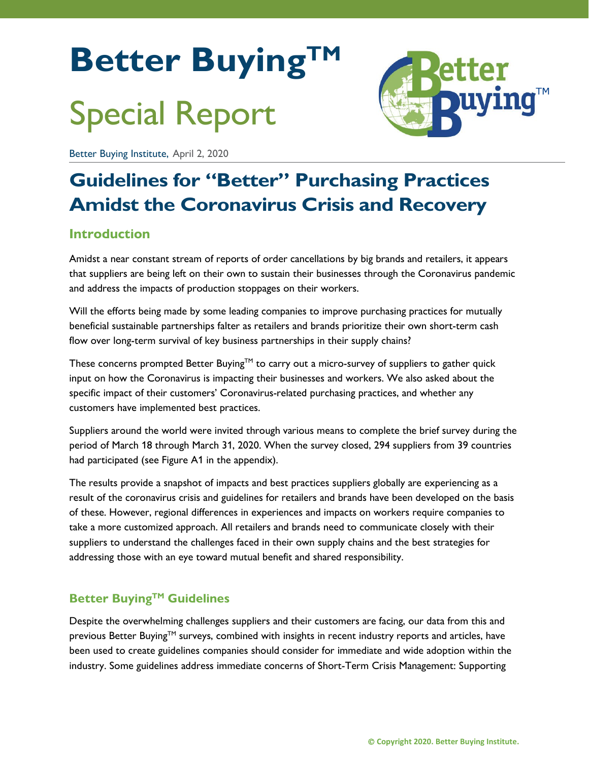# Better Buying™

## Special Report

Better Buying Institute, April 2, 2020

# Guidelines for "Better" Purchasing Practices Amidst the Coronavirus Crisis and Recovery

## Introduction

Amidst a near constant stream of reports of order cancellations by big brands and retailers, it appears that suppliers are being left on their own to sustain their businesses through the Coronavirus pandemic and address the impacts of production stoppages on their workers.

Will the efforts being made by some leading companies to improve purchasing practices for mutually beneficial sustainable partnerships falter as retailers and brands prioritize their own short-term cash flow over long-term survival of key business partnerships in their supply chains?

These concerns prompted Better Buying™ to carry out a micro-survey of suppliers to gather quick input on how the Coronavirus is impacting their businesses and workers. We also asked about the specific impact of their customers' Coronavirus-related purchasing practices, and whether any customers have implemented best practices.

Suppliers around the world were invited through various means to complete the brief survey during the period of March 18 through March 31, 2020. When the survey closed, 294 suppliers from 39 countries had participated (see Figure A1 in the appendix).

The results provide a snapshot of impacts and best practices suppliers globally are experiencing as a result of the coronavirus crisis and guidelines for retailers and brands have been developed on the basis of these. However, regional differences in experiences and impacts on workers require companies to take a more customized approach. All retailers and brands need to communicate closely with their suppliers to understand the challenges faced in their own supply chains and the best strategies for addressing those with an eye toward mutual benefit and shared responsibility.

## Better Buying™ Guidelines

Despite the overwhelming challenges suppliers and their customers are facing, our data from this and previous Better Buying™ surveys, combined with insights in recent industry reports and articles, have been used to create guidelines companies should consider for immediate and wide adoption within the industry. Some guidelines address immediate concerns of Short-Term Crisis Management: Supporting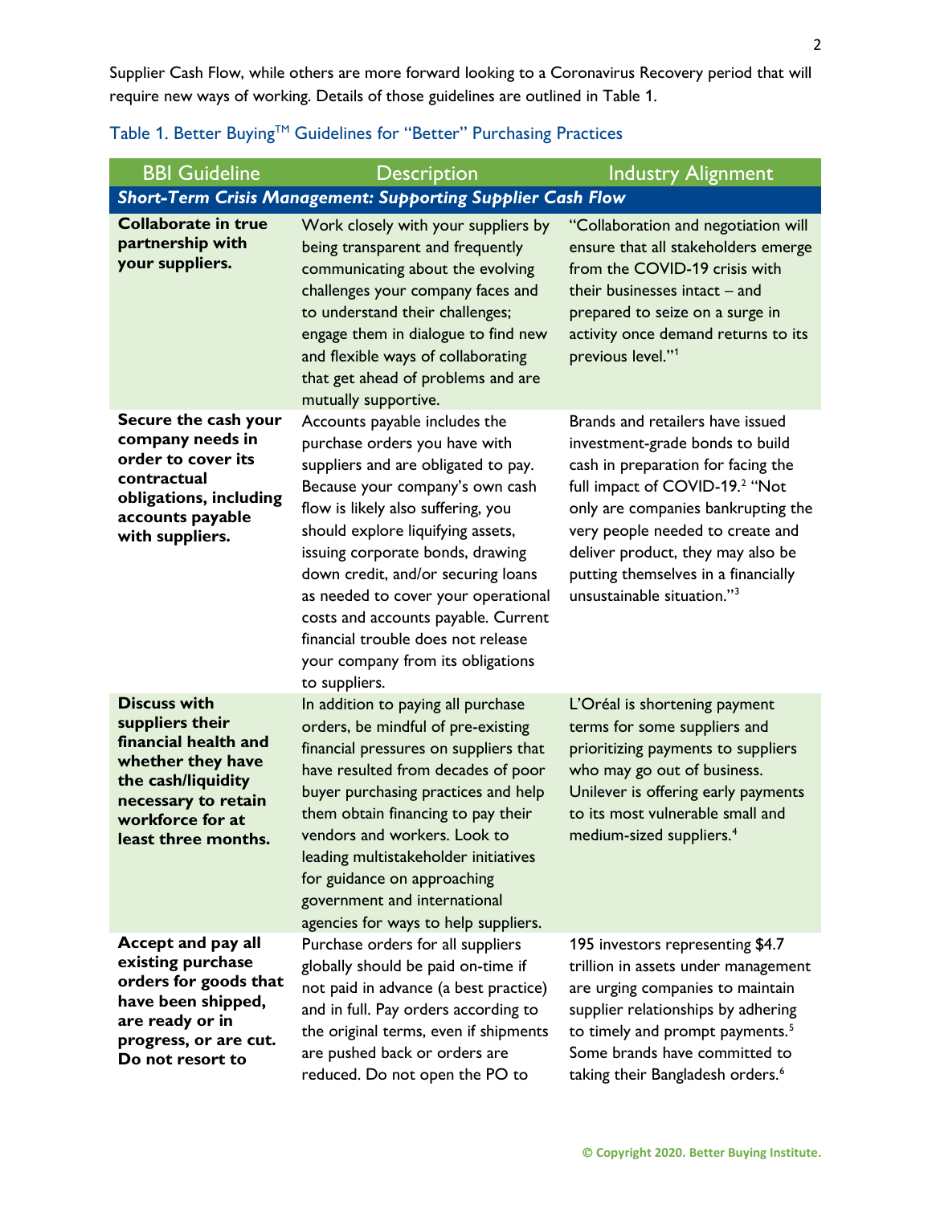Supplier Cash Flow, while others are more forward looking to a Coronavirus Recovery period that will require new ways of working. Details of those guidelines are outlined in Table 1.

Table 1. Better Buying™ Guidelines for "Better" Purchasing Practices

| BBI Guideline | Description | Industry Alignment |
|---|---|---|
| ***Short-Term Crisis Management: Supporting Supplier Cash Flow*** | | |
| **Collaborate in true partnership with your suppliers.** | Work closely with your suppliers by being transparent and frequently communicating about the evolving challenges your company faces and to understand their challenges; engage them in dialogue to find new and flexible ways of collaborating that get ahead of problems and are mutually supportive. | "Collaboration and negotiation will ensure that all stakeholders emerge from the COVID-19 crisis with their businesses intact – and prepared to seize on a surge in activity once demand returns to its previous level."[1] |
| **Secure the cash your company needs in order to cover its contractual obligations, including accounts payable with suppliers.** | Accounts payable includes the purchase orders you have with suppliers and are obligated to pay. Because your company's own cash flow is likely also suffering, you should explore liquifying assets, issuing corporate bonds, drawing down credit, and/or securing loans as needed to cover your operational costs and accounts payable. Current financial trouble does not release your company from its obligations to suppliers. | Brands and retailers have issued investment-grade bonds to build cash in preparation for facing the full impact of COVID-19.[2] "Not only are companies bankrupting the very people needed to create and deliver product, they may also be putting themselves in a financially unsustainable situation."[3] |
| **Discuss with suppliers their financial health and whether they have the cash/liquidity necessary to retain workforce for at least three months.** | In addition to paying all purchase orders, be mindful of pre-existing financial pressures on suppliers that have resulted from decades of poor buyer purchasing practices and help them obtain financing to pay their vendors and workers. Look to leading multistakeholder initiatives for guidance on approaching government and international agencies for ways to help suppliers. | L'Oréal is shortening payment terms for some suppliers and prioritizing payments to suppliers who may go out of business. Unilever is offering early payments to its most vulnerable small and medium-sized suppliers.[4] |
| **Accept and pay all existing purchase orders for goods that have been shipped, are ready or in progress, or are cut. Do not resort to** | Purchase orders for all suppliers globally should be paid on-time if not paid in advance (a best practice) and in full. Pay orders according to the original terms, even if shipments are pushed back or orders are reduced. Do not open the PO to | 195 investors representing $4.7 trillion in assets under management are urging companies to maintain supplier relationships by adhering to timely and prompt payments.[5] Some brands have committed to taking their Bangladesh orders.[6] |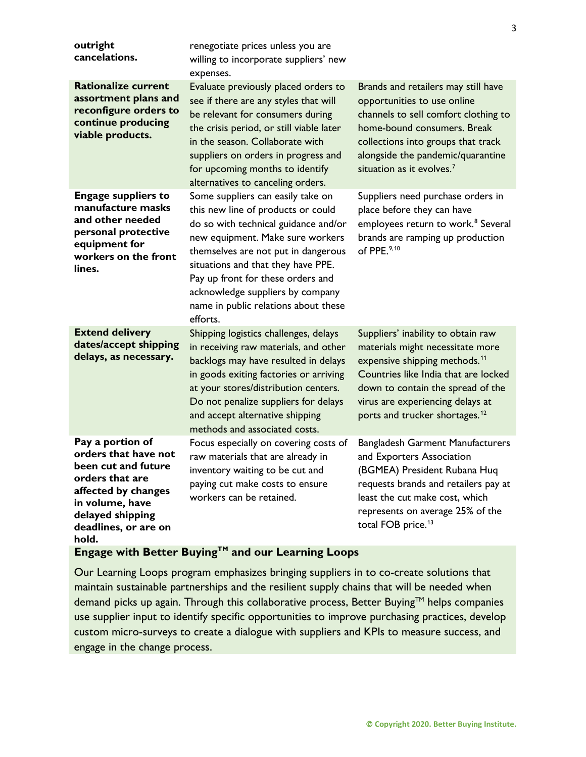| | | |
|---|---|---|
| **outright cancelations.** | renegotiate prices unless you are willing to incorporate suppliers' new expenses. | |
| **Rationalize current assortment plans and reconfigure orders to continue producing viable products.** | Evaluate previously placed orders to see if there are any styles that will be relevant for consumers during the crisis period, or still viable later in the season. Collaborate with suppliers on orders in progress and for upcoming months to identify alternatives to canceling orders. | Brands and retailers may still have opportunities to use online channels to sell comfort clothing to home-bound consumers. Break collections into groups that track alongside the pandemic/quarantine situation as it evolves.[7] |
| **Engage suppliers to manufacture masks and other needed personal protective equipment for workers on the front lines.** | Some suppliers can easily take on this new line of products or could do so with technical guidance and/or new equipment. Make sure workers themselves are not put in dangerous situations and that they have PPE. Pay up front for these orders and acknowledge suppliers by company name in public relations about these efforts. | Suppliers need purchase orders in place before they can have employees return to work.[8] Several brands are ramping up production of PPE.[9,10] |
| **Extend delivery dates/accept shipping delays, as necessary.** | Shipping logistics challenges, delays in receiving raw materials, and other backlogs may have resulted in delays in goods exiting factories or arriving at your stores/distribution centers. Do not penalize suppliers for delays and accept alternative shipping methods and associated costs. | Suppliers' inability to obtain raw materials might necessitate more expensive shipping methods.[11] Countries like India that are locked down to contain the spread of the virus are experiencing delays at ports and trucker shortages.[12] |
| **Pay a portion of orders that have not been cut and future orders that are affected by changes in volume, have delayed shipping deadlines, or are on hold.** | Focus especially on covering costs of raw materials that are already in inventory waiting to be cut and paying cut make costs to ensure workers can be retained. | Bangladesh Garment Manufacturers and Exporters Association (BGMEA) President Rubana Huq requests brands and retailers pay at least the cut make cost, which represents on average 25% of the total FOB price.[13] |

**Engage with Better Buying™ and our Learning Loops**

Our Learning Loops program emphasizes bringing suppliers in to co-create solutions that maintain sustainable partnerships and the resilient supply chains that will be needed when demand picks up again. Through this collaborative process, Better Buying™ helps companies use supplier input to identify specific opportunities to improve purchasing practices, develop custom micro-surveys to create a dialogue with suppliers and KPIs to measure success, and engage in the change process.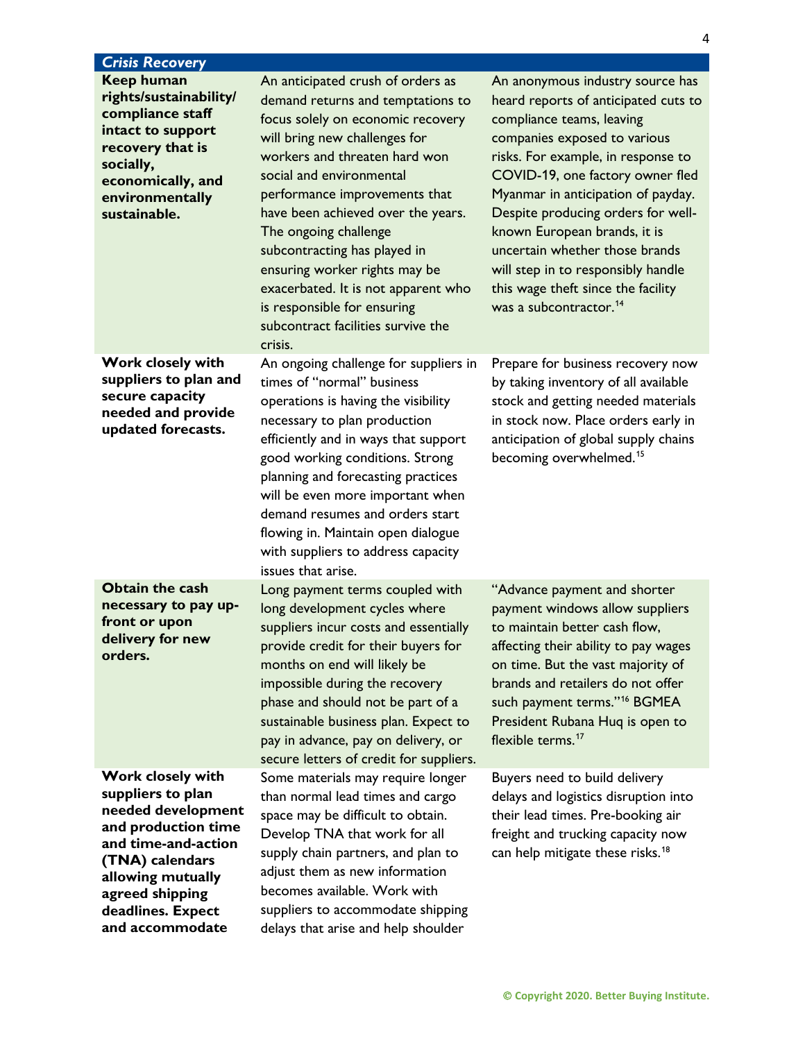| *Crisis Recovery* | | |
|---|---|---|
| **Keep human rights/sustainability/ compliance staff intact to support recovery that is socially, economically, and environmentally sustainable.** | An anticipated crush of orders as demand returns and temptations to focus solely on economic recovery will bring new challenges for workers and threaten hard won social and environmental performance improvements that have been achieved over the years. The ongoing challenge subcontracting has played in ensuring worker rights may be exacerbated. It is not apparent who is responsible for ensuring subcontract facilities survive the crisis. | An anonymous industry source has heard reports of anticipated cuts to compliance teams, leaving companies exposed to various risks. For example, in response to COVID-19, one factory owner fled Myanmar in anticipation of payday. Despite producing orders for well-known European brands, it is uncertain whether those brands will step in to responsibly handle this wage theft since the facility was a subcontractor.[14] |
| **Work closely with suppliers to plan and secure capacity needed and provide updated forecasts.** | An ongoing challenge for suppliers in times of "normal" business operations is having the visibility necessary to plan production efficiently and in ways that support good working conditions. Strong planning and forecasting practices will be even more important when demand resumes and orders start flowing in. Maintain open dialogue with suppliers to address capacity issues that arise. | Prepare for business recovery now by taking inventory of all available stock and getting needed materials in stock now. Place orders early in anticipation of global supply chains becoming overwhelmed.[15] |
| **Obtain the cash necessary to pay up-front or upon delivery for new orders.** | Long payment terms coupled with long development cycles where suppliers incur costs and essentially provide credit for their buyers for months on end will likely be impossible during the recovery phase and should not be part of a sustainable business plan. Expect to pay in advance, pay on delivery, or secure letters of credit for suppliers. | "Advance payment and shorter payment windows allow suppliers to maintain better cash flow, affecting their ability to pay wages on time. But the vast majority of brands and retailers do not offer such payment terms."[16] BGMEA President Rubana Huq is open to flexible terms.[17] |
| **Work closely with suppliers to plan needed development and production time and time-and-action (TNA) calendars allowing mutually agreed shipping deadlines. Expect and accommodate** | Some materials may require longer than normal lead times and cargo space may be difficult to obtain. Develop TNA that work for all supply chain partners, and plan to adjust them as new information becomes available. Work with suppliers to accommodate shipping delays that arise and help shoulder | Buyers need to build delivery delays and logistics disruption into their lead times. Pre-booking air freight and trucking capacity now can help mitigate these risks.[18] |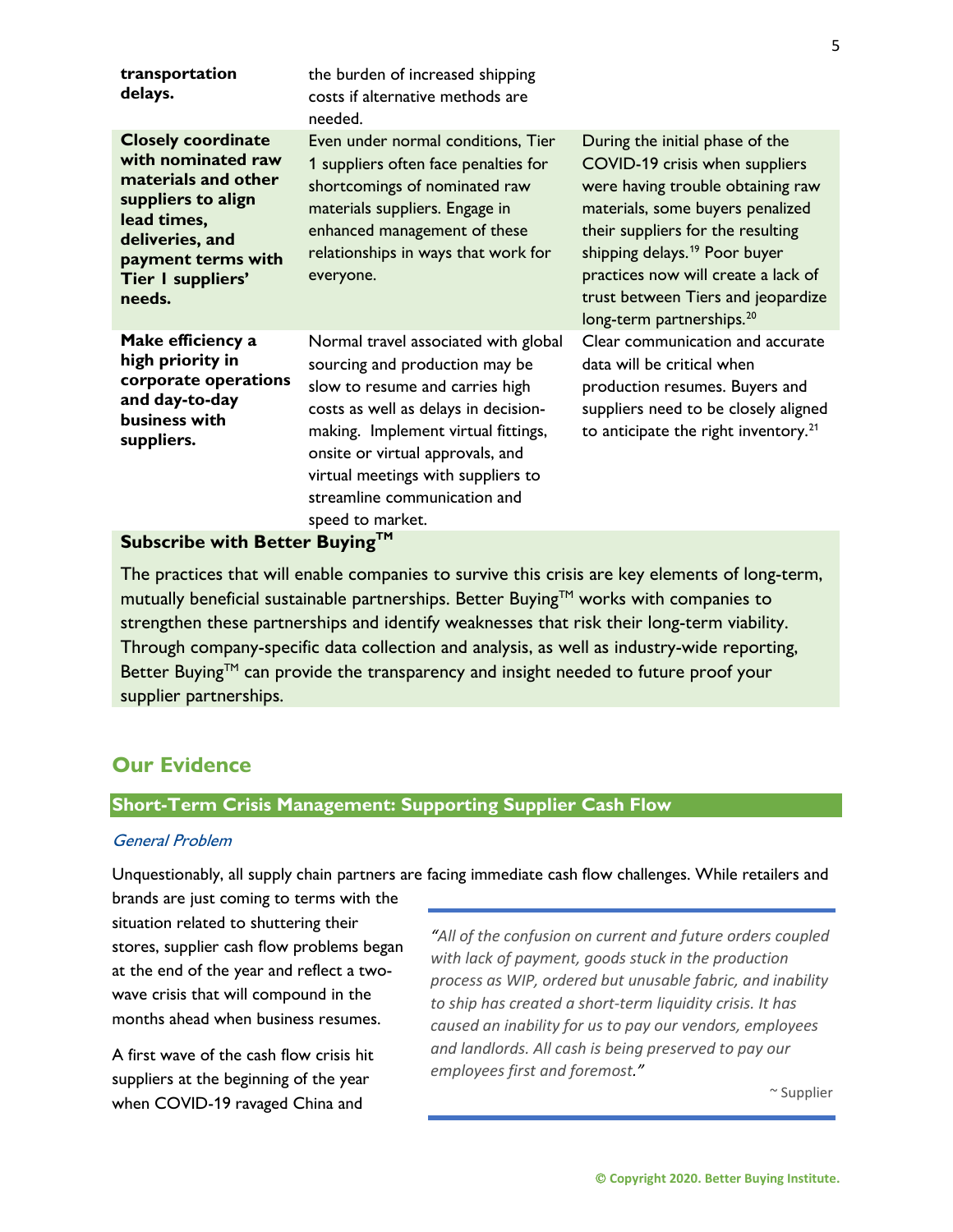| | | |
|---|---|---|
| **transportation delays.** | the burden of increased shipping costs if alternative methods are needed. | |
| **Closely coordinate with nominated raw materials and other suppliers to align lead times, deliveries, and payment terms with Tier I suppliers' needs.** | Even under normal conditions, Tier 1 suppliers often face penalties for shortcomings of nominated raw materials suppliers. Engage in enhanced management of these relationships in ways that work for everyone. | During the initial phase of the COVID-19 crisis when suppliers were having trouble obtaining raw materials, some buyers penalized their suppliers for the resulting shipping delays.[19] Poor buyer practices now will create a lack of trust between Tiers and jeopardize long-term partnerships.[20] |
| **Make efficiency a high priority in corporate operations and day-to-day business with suppliers.** | Normal travel associated with global sourcing and production may be slow to resume and carries high costs as well as delays in decision-making. Implement virtual fittings, onsite or virtual approvals, and virtual meetings with suppliers to streamline communication and speed to market. | Clear communication and accurate data will be critical when production resumes. Buyers and suppliers need to be closely aligned to anticipate the right inventory.[21] |

**Subscribe with Better Buying™**

The practices that will enable companies to survive this crisis are key elements of long-term, mutually beneficial sustainable partnerships. Better Buying™ works with companies to strengthen these partnerships and identify weaknesses that risk their long-term viability. Through company-specific data collection and analysis, as well as industry-wide reporting, Better Buying™ can provide the transparency and insight needed to future proof your supplier partnerships.

## Our Evidence

### Short-Term Crisis Management: Supporting Supplier Cash Flow

*General Problem*

Unquestionably, all supply chain partners are facing immediate cash flow challenges. While retailers and brands are just coming to terms with the situation related to shuttering their stores, supplier cash flow problems began at the end of the year and reflect a two-wave crisis that will compound in the months ahead when business resumes.

> *"All of the confusion on current and future orders coupled with lack of payment, goods stuck in the production process as WIP, ordered but unusable fabric, and inability to ship has created a short-term liquidity crisis. It has caused an inability for us to pay our vendors, employees and landlords. All cash is being preserved to pay our employees first and foremost."*
>
> ~ Supplier

A first wave of the cash flow crisis hit suppliers at the beginning of the year when COVID-19 ravaged China and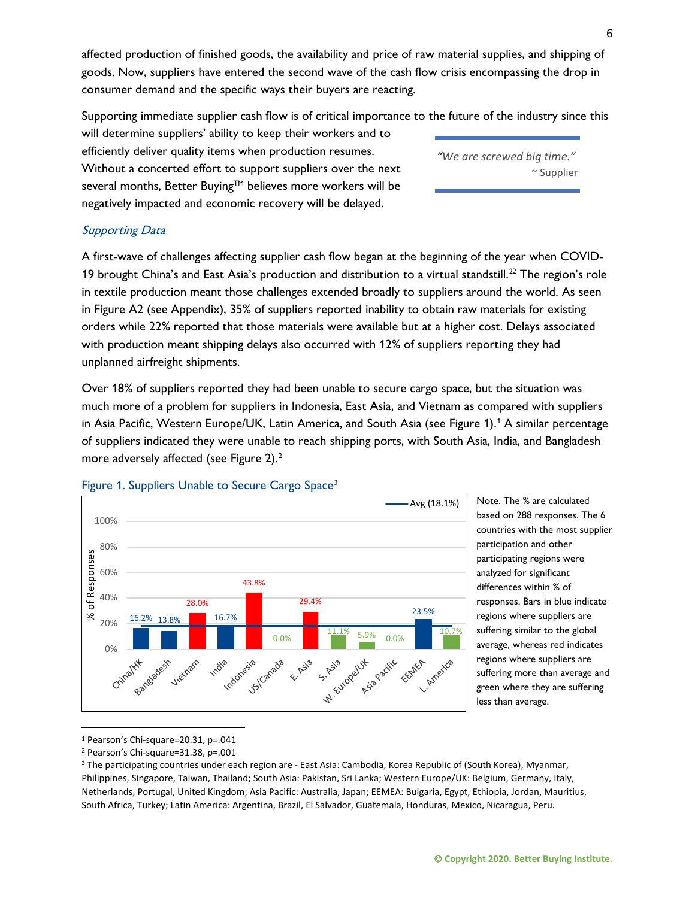affected production of finished goods, the availability and price of raw material supplies, and shipping of goods. Now, suppliers have entered the second wave of the cash flow crisis encompassing the drop in consumer demand and the specific ways their buyers are reacting.

Supporting immediate supplier cash flow is of critical importance to the future of the industry since this will determine suppliers' ability to keep their workers and to efficiently deliver quality items when production resumes. Without a concerted effort to support suppliers over the next several months, Better Buying™ believes more workers will be negatively impacted and economic recovery will be delayed.

> *"We are screwed big time."*
> ~ Supplier

*Supporting Data*

A first-wave of challenges affecting supplier cash flow began at the beginning of the year when COVID-19 brought China's and East Asia's production and distribution to a virtual standstill.[22] The region's role in textile production meant those challenges extended broadly to suppliers around the world. As seen in Figure A2 (see Appendix), 35% of suppliers reported inability to obtain raw materials for existing orders while 22% reported that those materials were available but at a higher cost. Delays associated with production meant shipping delays also occurred with 12% of suppliers reporting they had unplanned airfreight shipments.

Over 18% of suppliers reported they had been unable to secure cargo space, but the situation was much more of a problem for suppliers in Indonesia, East Asia, and Vietnam as compared with suppliers in Asia Pacific, Western Europe/UK, Latin America, and South Asia (see Figure 1).[1] A similar percentage of suppliers indicated they were unable to reach shipping ports, with South Asia, India, and Bangladesh more adversely affected (see Figure 2).[2]

Figure 1. Suppliers Unable to Secure Cargo Space[3]

| Region | % of Responses |
|---|---|
| China/HK | 16.2% |
| Bangladesh | 13.8% |
| Vietnam | 28.0% |
| India | 16.7% |
| Indonesia | 43.8% |
| US/Canada | 0.0% |
| E. Asia | 29.4% |
| S. Asia | 11.1% |
| W. Europe/UK | 5.9% |
| Asia Pacific | 0.0% |
| EEMEA | 23.5% |
| L. America | 10.7% |
| Avg | 18.1% |

Note. The % are calculated based on 288 responses. The 6 countries with the most supplier participation and other participating regions were analyzed for significant differences within % of responses. Bars in blue indicate regions where suppliers are suffering similar to the global average, whereas red indicates regions where suppliers are suffering more than average and green where they are suffering less than average.

---

[1] Pearson's Chi-square=20.31, p=.041

[2] Pearson's Chi-square=31.38, p=.001

[3] The participating countries under each region are - East Asia: Cambodia, Korea Republic of (South Korea), Myanmar, Philippines, Singapore, Taiwan, Thailand; South Asia: Pakistan, Sri Lanka; Western Europe/UK: Belgium, Germany, Italy, Netherlands, Portugal, United Kingdom; Asia Pacific: Australia, Japan; EEMEA: Bulgaria, Egypt, Ethiopia, Jordan, Mauritius, South Africa, Turkey; Latin America: Argentina, Brazil, El Salvador, Guatemala, Honduras, Mexico, Nicaragua, Peru.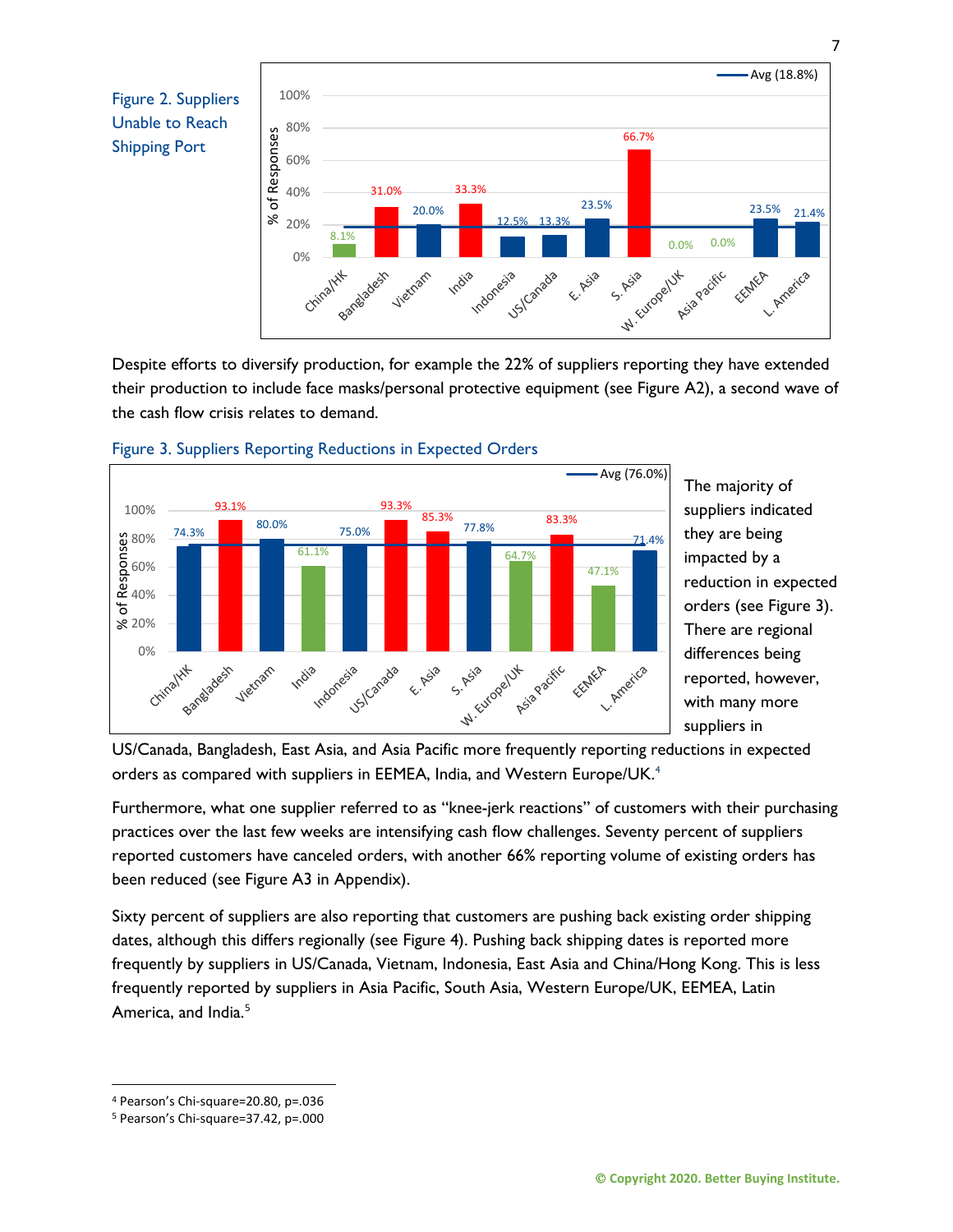Figure 2. Suppliers Unable to Reach Shipping Port

| Region | % of Responses |
|---|---|
| China/HK | 8.1% |
| Bangladesh | 31.0% |
| Vietnam | 20.0% |
| India | 33.3% |
| Indonesia | 12.5% |
| US/Canada | 13.3% |
| E. Asia | 23.5% |
| S. Asia | 66.7% |
| W. Europe/UK | 0.0% |
| Asia Pacific | 0.0% |
| EEMEA | 23.5% |
| L. America | 21.4% |
| Avg | 18.8% |

Despite efforts to diversify production, for example the 22% of suppliers reporting they have extended their production to include face masks/personal protective equipment (see Figure A2), a second wave of the cash flow crisis relates to demand.

Figure 3. Suppliers Reporting Reductions in Expected Orders

| Region | % of Responses |
|---|---|
| China/HK | 74.3% |
| Bangladesh | 93.1% |
| Vietnam | 80.0% |
| India | 61.1% |
| Indonesia | 75.0% |
| US/Canada | 93.3% |
| E. Asia | 85.3% |
| S. Asia | 77.8% |
| W. Europe/UK | 64.7% |
| Asia Pacific | 83.3% |
| EEMEA | 47.1% |
| L. America | 71.4% |
| Avg | 76.0% |

The majority of suppliers indicated they are being impacted by a reduction in expected orders (see Figure 3). There are regional differences being reported, however, with many more suppliers in US/Canada, Bangladesh, East Asia, and Asia Pacific more frequently reporting reductions in expected orders as compared with suppliers in EEMEA, India, and Western Europe/UK.[4]

Furthermore, what one supplier referred to as "knee-jerk reactions" of customers with their purchasing practices over the last few weeks are intensifying cash flow challenges. Seventy percent of suppliers reported customers have canceled orders, with another 66% reporting volume of existing orders has been reduced (see Figure A3 in Appendix).

Sixty percent of suppliers are also reporting that customers are pushing back existing order shipping dates, although this differs regionally (see Figure 4). Pushing back shipping dates is reported more frequently by suppliers in US/Canada, Vietnam, Indonesia, East Asia and China/Hong Kong. This is less frequently reported by suppliers in Asia Pacific, South Asia, Western Europe/UK, EEMEA, Latin America, and India.[5]

---

[4] Pearson's Chi-square=20.80, p=.036

[5] Pearson's Chi-square=37.42, p=.000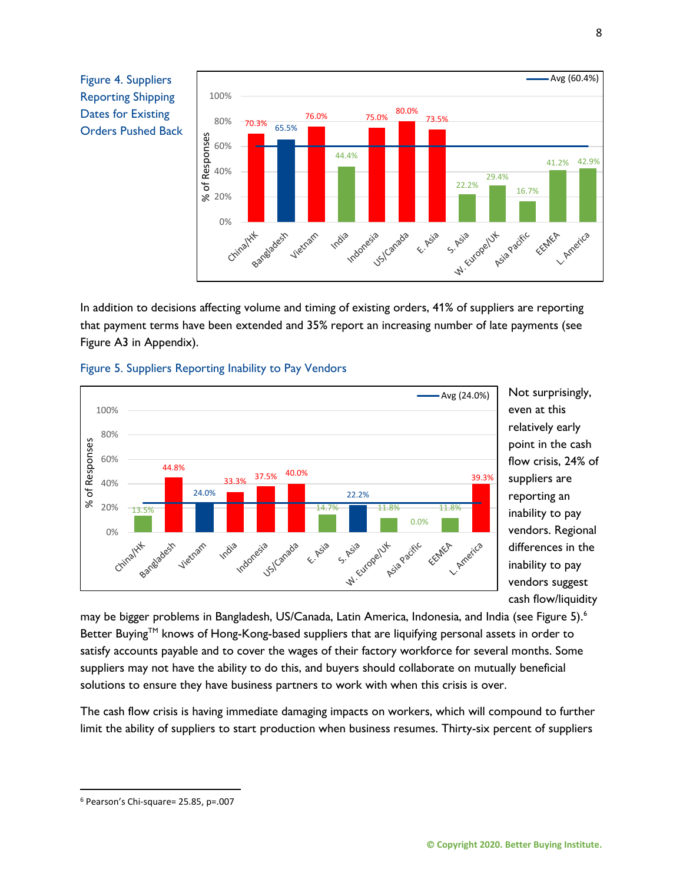Figure 4. Suppliers Reporting Shipping Dates for Existing Orders Pushed Back

| Region | % of Responses |
|---|---|
| China/HK | 70.3% |
| Bangladesh | 65.5% |
| Vietnam | 76.0% |
| India | 44.4% |
| Indonesia | 75.0% |
| US/Canada | 80.0% |
| E. Asia | 73.5% |
| S. Asia | 22.2% |
| W. Europe/UK | 29.4% |
| Asia Pacific | 16.7% |
| EEMEA | 41.2% |
| L. America | 42.9% |
| Avg | 60.4% |

In addition to decisions affecting volume and timing of existing orders, 41% of suppliers are reporting that payment terms have been extended and 35% report an increasing number of late payments (see Figure A3 in Appendix).

Figure 5. Suppliers Reporting Inability to Pay Vendors

| Region | % of Responses |
|---|---|
| China/HK | 13.5% |
| Bangladesh | 44.8% |
| Vietnam | 24.0% |
| India | 33.3% |
| Indonesia | 37.5% |
| US/Canada | 40.0% |
| E. Asia | 14.7% |
| S. Asia | 22.2% |
| W. Europe/UK | 11.8% |
| Asia Pacific | 0.0% |
| EEMEA | 11.8% |
| L. America | 39.3% |
| Avg | 24.0% |

Not surprisingly, even at this relatively early point in the cash flow crisis, 24% of suppliers are reporting an inability to pay vendors. Regional differences in the inability to pay vendors suggest cash flow/liquidity may be bigger problems in Bangladesh, US/Canada, Latin America, Indonesia, and India (see Figure 5).[6] Better Buying™ knows of Hong-Kong-based suppliers that are liquifying personal assets in order to satisfy accounts payable and to cover the wages of their factory workforce for several months. Some suppliers may not have the ability to do this, and buyers should collaborate on mutually beneficial solutions to ensure they have business partners to work with when this crisis is over.

The cash flow crisis is having immediate damaging impacts on workers, which will compound to further limit the ability of suppliers to start production when business resumes. Thirty-six percent of suppliers

[6] Pearson's Chi-square= 25.85, p=.007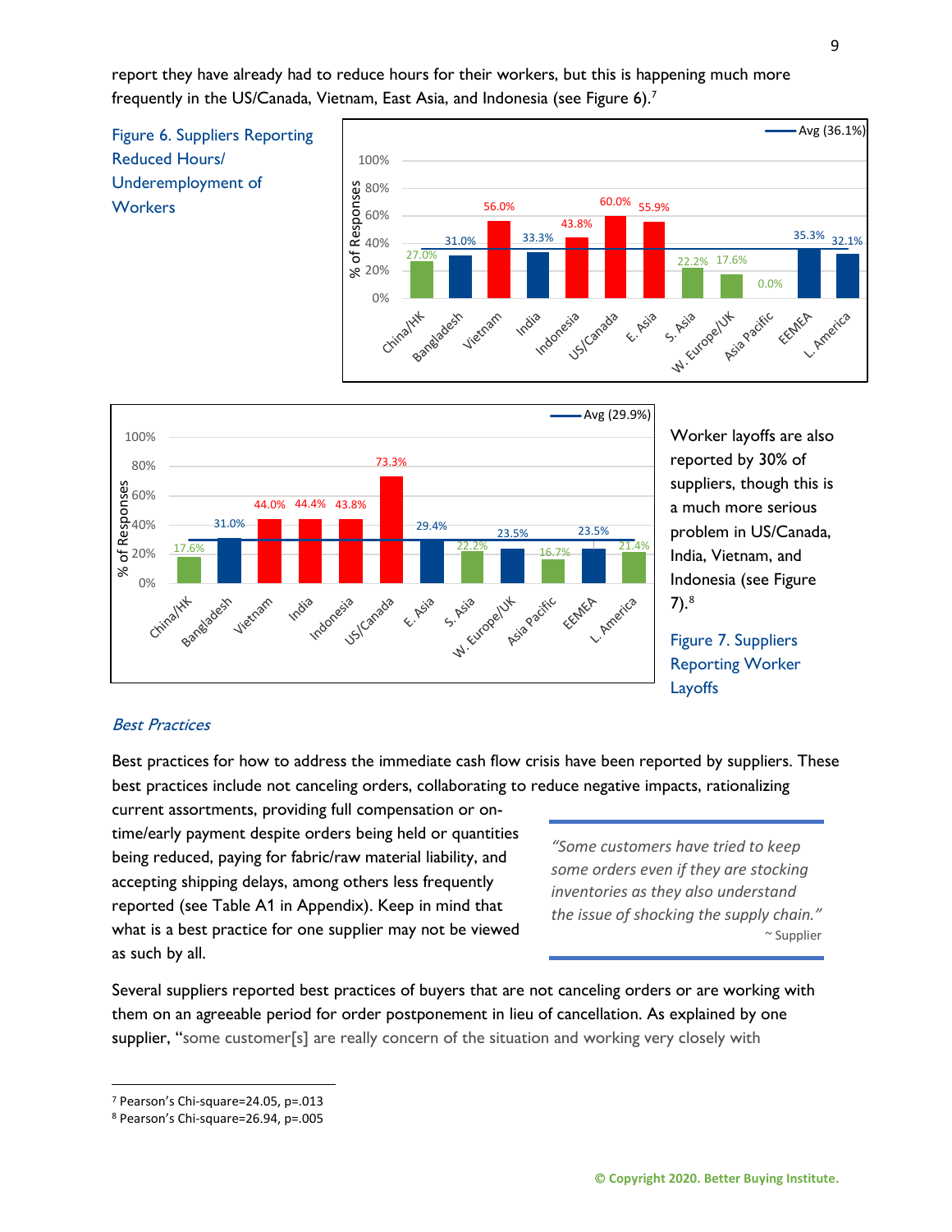report they have already had to reduce hours for their workers, but this is happening much more frequently in the US/Canada, Vietnam, East Asia, and Indonesia (see Figure 6).[7]

Figure 6. Suppliers Reporting Reduced Hours/ Underemployment of Workers

| Region | % of Responses |
|---|---|
| China/HK | 27.0% |
| Bangladesh | 31.0% |
| Vietnam | 56.0% |
| India | 33.3% |
| Indonesia | 43.8% |
| US/Canada | 60.0% |
| E. Asia | 55.9% |
| S. Asia | 22.2% |
| W. Europe/UK | 17.6% |
| Asia Pacific | 0.0% |
| EEMEA | 35.3% |
| L. America | 32.1% |
| Avg | 36.1% |

Worker layoffs are also reported by 30% of suppliers, though this is a much more serious problem in US/Canada, India, Vietnam, and Indonesia (see Figure 7).[8]

| Region | % of Responses |
|---|---|
| China/HK | 17.6% |
| Bangladesh | 31.0% |
| Vietnam | 44.0% |
| India | 44.4% |
| Indonesia | 43.8% |
| US/Canada | 73.3% |
| E. Asia | 29.4% |
| S. Asia | 22.2% |
| W. Europe/UK | 23.5% |
| Asia Pacific | 16.7% |
| EEMEA | 23.5% |
| L. America | 21.4% |
| Avg | 29.9% |

Figure 7. Suppliers Reporting Worker Layoffs

### *Best Practices*

Best practices for how to address the immediate cash flow crisis have been reported by suppliers. These best practices include not canceling orders, collaborating to reduce negative impacts, rationalizing current assortments, providing full compensation or on-time/early payment despite orders being held or quantities being reduced, paying for fabric/raw material liability, and accepting shipping delays, among others less frequently reported (see Table A1 in Appendix). Keep in mind that what is a best practice for one supplier may not be viewed as such by all.

> *"Some customers have tried to keep some orders even if they are stocking inventories as they also understand the issue of shocking the supply chain."*
> ~ Supplier

Several suppliers reported best practices of buyers that are not canceling orders or are working with them on an agreeable period for order postponement in lieu of cancellation. As explained by one supplier, "some customer[s] are really concern of the situation and working very closely with

[7] Pearson's Chi-square=24.05, p=.013

[8] Pearson's Chi-square=26.94, p=.005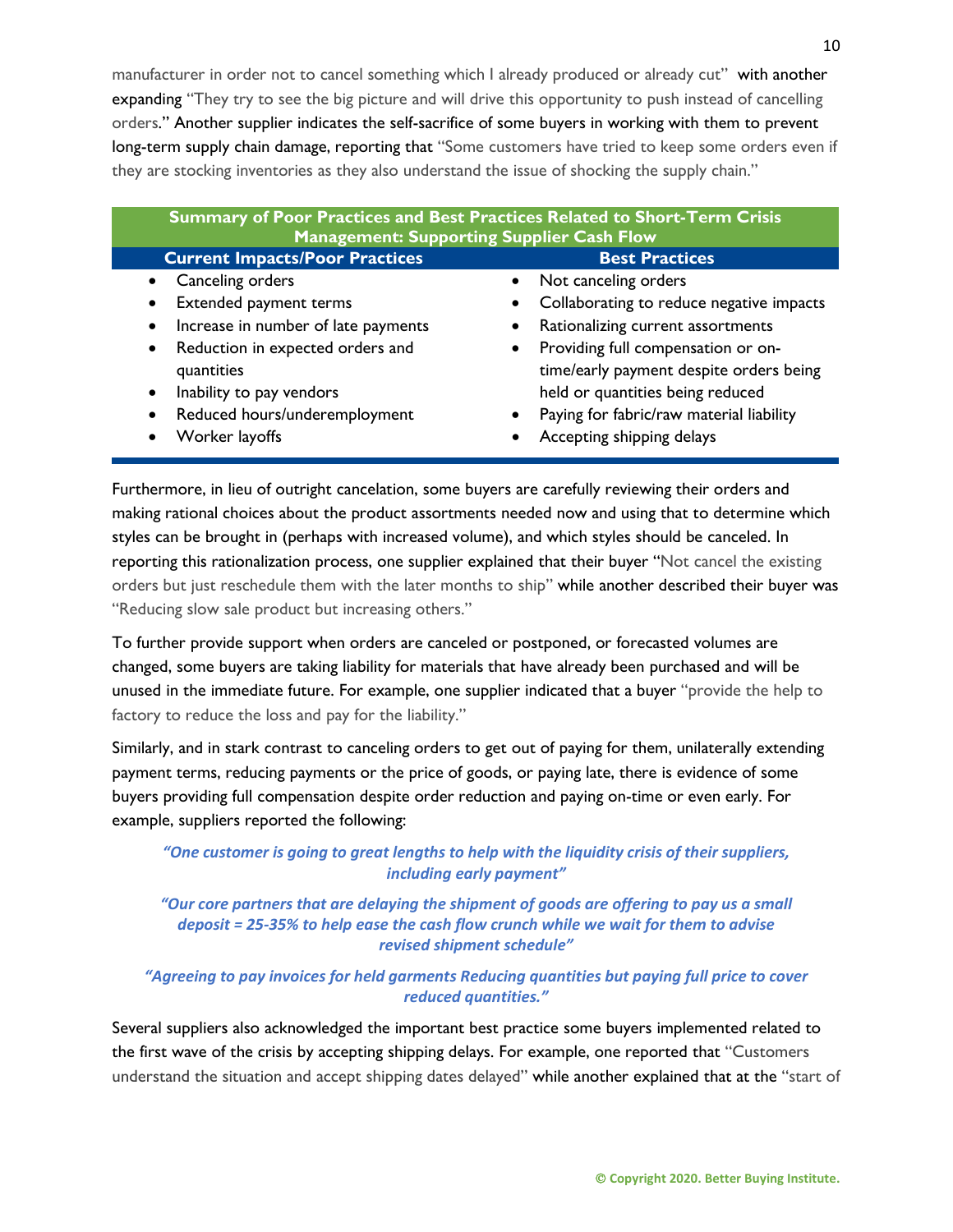manufacturer in order not to cancel something which I already produced or already cut" with another expanding "They try to see the big picture and will drive this opportunity to push instead of cancelling orders." Another supplier indicates the self-sacrifice of some buyers in working with them to prevent long-term supply chain damage, reporting that "Some customers have tried to keep some orders even if they are stocking inventories as they also understand the issue of shocking the supply chain."

| Summary of Poor Practices and Best Practices Related to Short-Term Crisis Management: Supporting Supplier Cash Flow | |
|---|---|
| **Current Impacts/Poor Practices** | **Best Practices** |
| • Canceling orders<br>• Extended payment terms<br>• Increase in number of late payments<br>• Reduction in expected orders and quantities<br>• Inability to pay vendors<br>• Reduced hours/underemployment<br>• Worker layoffs | • Not canceling orders<br>• Collaborating to reduce negative impacts<br>• Rationalizing current assortments<br>• Providing full compensation or on-time/early payment despite orders being held or quantities being reduced<br>• Paying for fabric/raw material liability<br>• Accepting shipping delays |

Furthermore, in lieu of outright cancelation, some buyers are carefully reviewing their orders and making rational choices about the product assortments needed now and using that to determine which styles can be brought in (perhaps with increased volume), and which styles should be canceled. In reporting this rationalization process, one supplier explained that their buyer "Not cancel the existing orders but just reschedule them with the later months to ship" while another described their buyer was "Reducing slow sale product but increasing others."

To further provide support when orders are canceled or postponed, or forecasted volumes are changed, some buyers are taking liability for materials that have already been purchased and will be unused in the immediate future. For example, one supplier indicated that a buyer "provide the help to factory to reduce the loss and pay for the liability."

Similarly, and in stark contrast to canceling orders to get out of paying for them, unilaterally extending payment terms, reducing payments or the price of goods, or paying late, there is evidence of some buyers providing full compensation despite order reduction and paying on-time or even early. For example, suppliers reported the following:

***"One customer is going to great lengths to help with the liquidity crisis of their suppliers, including early payment"***

***"Our core partners that are delaying the shipment of goods are offering to pay us a small deposit = 25-35% to help ease the cash flow crunch while we wait for them to advise revised shipment schedule"***

***"Agreeing to pay invoices for held garments Reducing quantities but paying full price to cover reduced quantities."***

Several suppliers also acknowledged the important best practice some buyers implemented related to the first wave of the crisis by accepting shipping delays. For example, one reported that "Customers understand the situation and accept shipping dates delayed" while another explained that at the "start of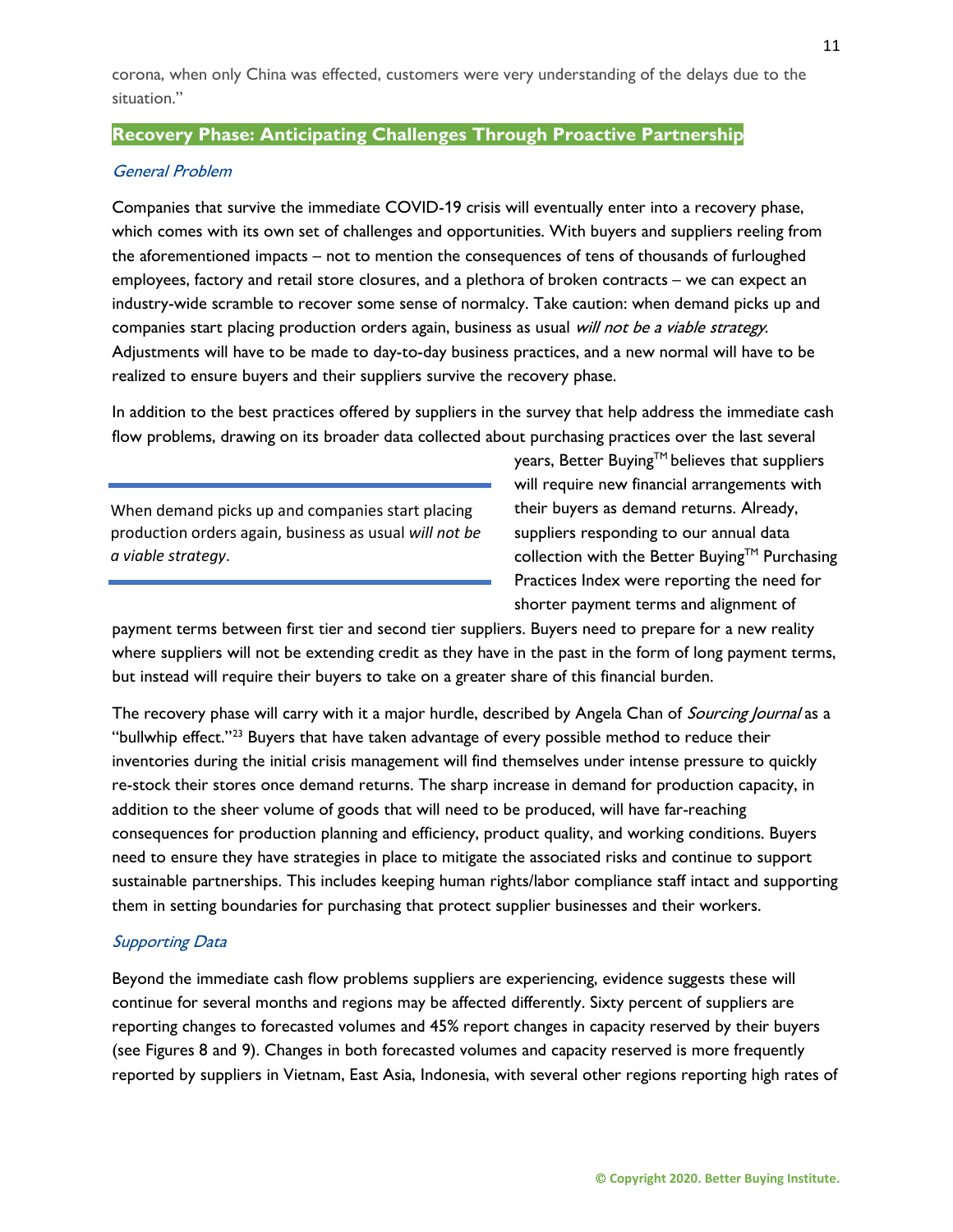corona, when only China was effected, customers were very understanding of the delays due to the situation."

## Recovery Phase: Anticipating Challenges Through Proactive Partnership

### *General Problem*

Companies that survive the immediate COVID-19 crisis will eventually enter into a recovery phase, which comes with its own set of challenges and opportunities. With buyers and suppliers reeling from the aforementioned impacts – not to mention the consequences of tens of thousands of furloughed employees, factory and retail store closures, and a plethora of broken contracts – we can expect an industry-wide scramble to recover some sense of normalcy. Take caution: when demand picks up and companies start placing production orders again, business as usual *will not be a viable strategy*. Adjustments will have to be made to day-to-day business practices, and a new normal will have to be realized to ensure buyers and their suppliers survive the recovery phase.

In addition to the best practices offered by suppliers in the survey that help address the immediate cash flow problems, drawing on its broader data collected about purchasing practices over the last several years, Better Buying™ believes that suppliers will require new financial arrangements with their buyers as demand returns. Already, suppliers responding to our annual data collection with the Better Buying™ Purchasing Practices Index were reporting the need for shorter payment terms and alignment of payment terms between first tier and second tier suppliers. Buyers need to prepare for a new reality where suppliers will not be extending credit as they have in the past in the form of long payment terms, but instead will require their buyers to take on a greater share of this financial burden.

> When demand picks up and companies start placing production orders again, business as usual *will not be a viable strategy*.

The recovery phase will carry with it a major hurdle, described by Angela Chan of *Sourcing Journal* as a "bullwhip effect."[23] Buyers that have taken advantage of every possible method to reduce their inventories during the initial crisis management will find themselves under intense pressure to quickly re-stock their stores once demand returns. The sharp increase in demand for production capacity, in addition to the sheer volume of goods that will need to be produced, will have far-reaching consequences for production planning and efficiency, product quality, and working conditions. Buyers need to ensure they have strategies in place to mitigate the associated risks and continue to support sustainable partnerships. This includes keeping human rights/labor compliance staff intact and supporting them in setting boundaries for purchasing that protect supplier businesses and their workers.

### *Supporting Data*

Beyond the immediate cash flow problems suppliers are experiencing, evidence suggests these will continue for several months and regions may be affected differently. Sixty percent of suppliers are reporting changes to forecasted volumes and 45% report changes in capacity reserved by their buyers (see Figures 8 and 9). Changes in both forecasted volumes and capacity reserved is more frequently reported by suppliers in Vietnam, East Asia, Indonesia, with several other regions reporting high rates of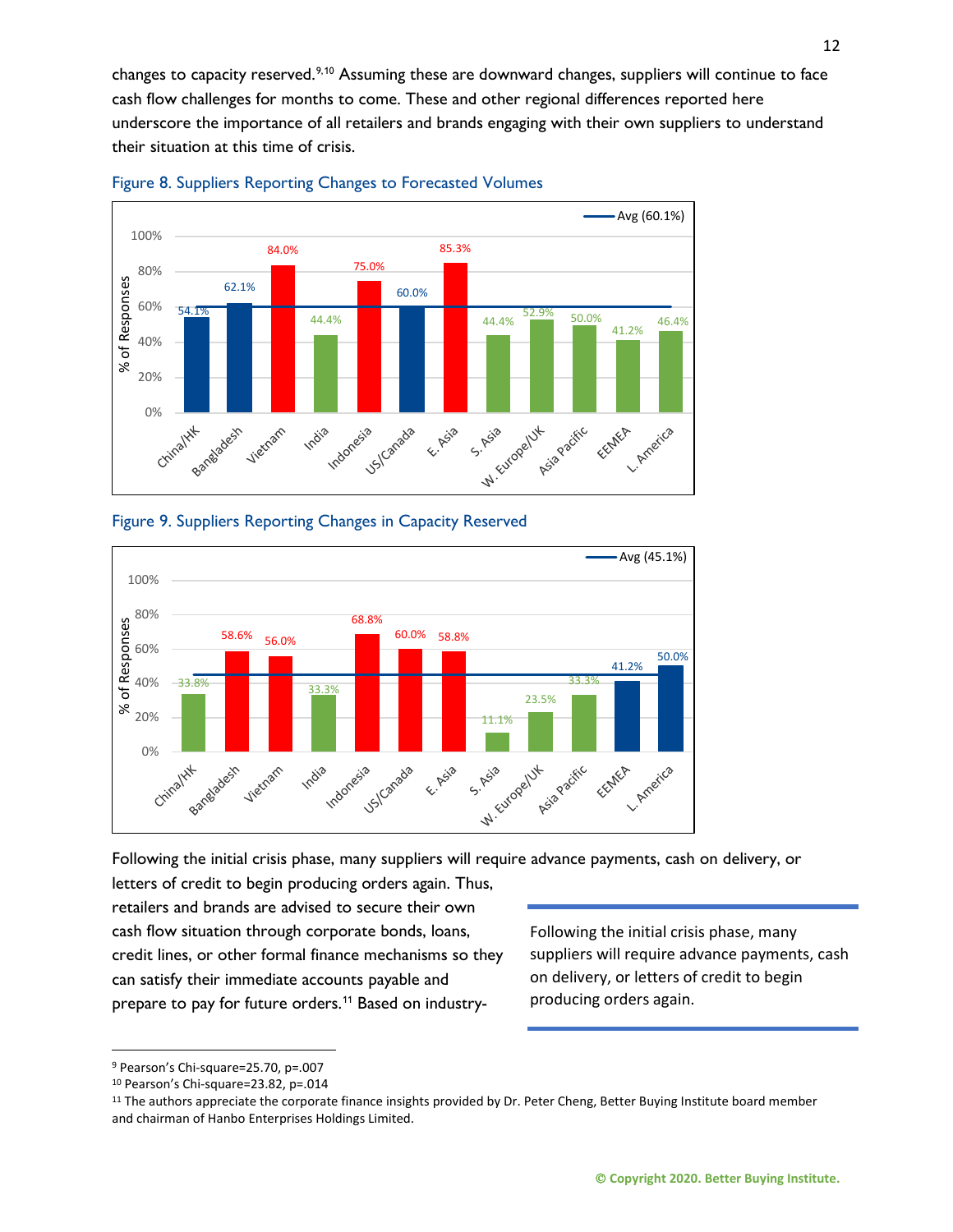changes to capacity reserved.[9,10] Assuming these are downward changes, suppliers will continue to face cash flow challenges for months to come. These and other regional differences reported here underscore the importance of all retailers and brands engaging with their own suppliers to understand their situation at this time of crisis.

Figure 8. Suppliers Reporting Changes to Forecasted Volumes

| Region | % of Responses |
|---|---|
| China/HK | 54.1% |
| Bangladesh | 62.1% |
| Vietnam | 84.0% |
| India | 44.4% |
| Indonesia | 75.0% |
| US/Canada | 60.0% |
| E. Asia | 85.3% |
| S. Asia | 44.4% |
| W. Europe/UK | 52.9% |
| Asia Pacific | 50.0% |
| EEMEA | 41.2% |
| L. America | 46.4% |
| Avg | 60.1% |

Figure 9. Suppliers Reporting Changes in Capacity Reserved

| Region | % of Responses |
|---|---|
| China/HK | 33.8% |
| Bangladesh | 58.6% |
| Vietnam | 56.0% |
| India | 33.3% |
| Indonesia | 68.8% |
| US/Canada | 60.0% |
| E. Asia | 58.8% |
| S. Asia | 11.1% |
| W. Europe/UK | 23.5% |
| Asia Pacific | 33.3% |
| EEMEA | 41.2% |
| L. America | 50.0% |
| Avg | 45.1% |

Following the initial crisis phase, many suppliers will require advance payments, cash on delivery, or letters of credit to begin producing orders again. Thus, retailers and brands are advised to secure their own cash flow situation through corporate bonds, loans, credit lines, or other formal finance mechanisms so they can satisfy their immediate accounts payable and prepare to pay for future orders.[11] Based on industry-

> Following the initial crisis phase, many suppliers will require advance payments, cash on delivery, or letters of credit to begin producing orders again.

---

[9] Pearson's Chi-square=25.70, p=.007

[10] Pearson's Chi-square=23.82, p=.014

[11] The authors appreciate the corporate finance insights provided by Dr. Peter Cheng, Better Buying Institute board member and chairman of Hanbo Enterprises Holdings Limited.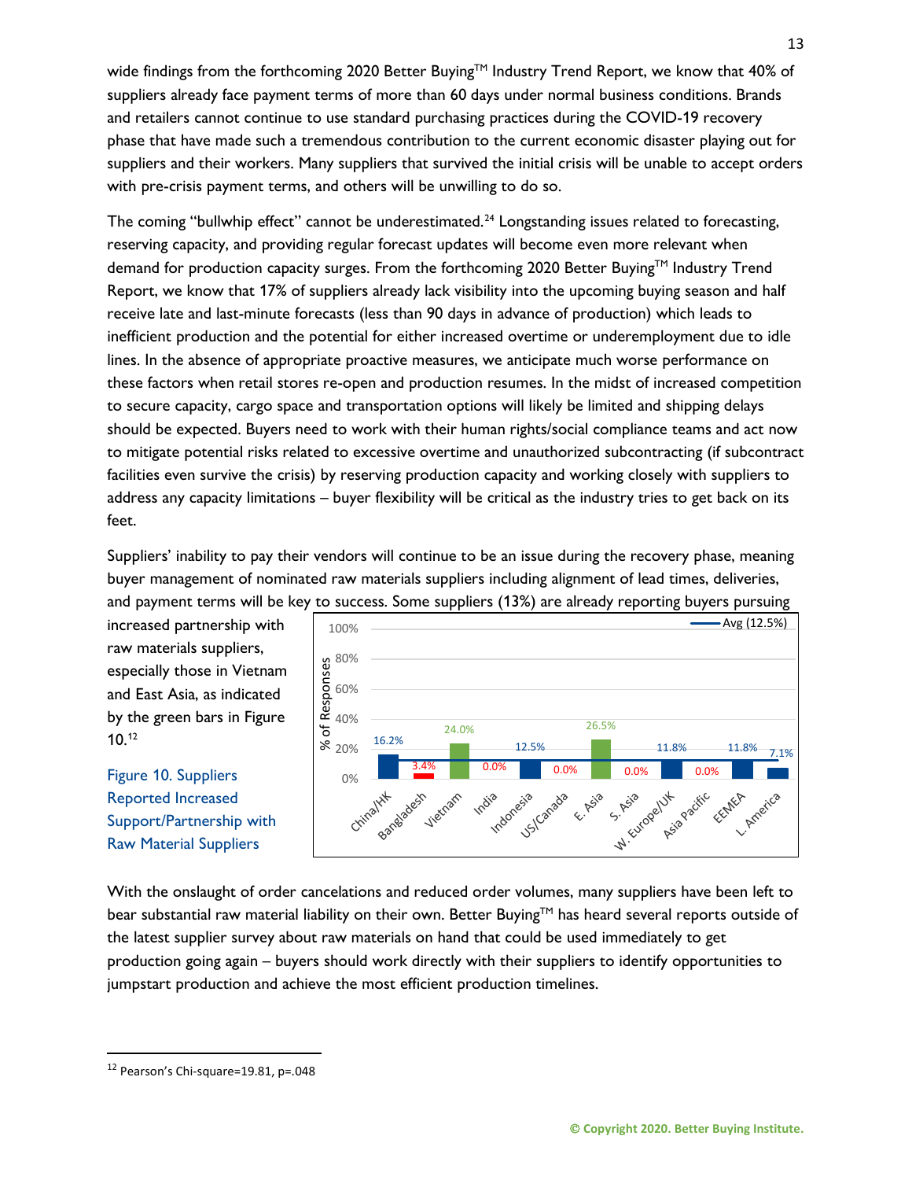wide findings from the forthcoming 2020 Better Buying™ Industry Trend Report, we know that 40% of suppliers already face payment terms of more than 60 days under normal business conditions. Brands and retailers cannot continue to use standard purchasing practices during the COVID-19 recovery phase that have made such a tremendous contribution to the current economic disaster playing out for suppliers and their workers. Many suppliers that survived the initial crisis will be unable to accept orders with pre-crisis payment terms, and others will be unwilling to do so.

The coming "bullwhip effect" cannot be underestimated.[24] Longstanding issues related to forecasting, reserving capacity, and providing regular forecast updates will become even more relevant when demand for production capacity surges. From the forthcoming 2020 Better Buying™ Industry Trend Report, we know that 17% of suppliers already lack visibility into the upcoming buying season and half receive late and last-minute forecasts (less than 90 days in advance of production) which leads to inefficient production and the potential for either increased overtime or underemployment due to idle lines. In the absence of appropriate proactive measures, we anticipate much worse performance on these factors when retail stores re-open and production resumes. In the midst of increased competition to secure capacity, cargo space and transportation options will likely be limited and shipping delays should be expected. Buyers need to work with their human rights/social compliance teams and act now to mitigate potential risks related to excessive overtime and unauthorized subcontracting (if subcontract facilities even survive the crisis) by reserving production capacity and working closely with suppliers to address any capacity limitations – buyer flexibility will be critical as the industry tries to get back on its feet.

Suppliers' inability to pay their vendors will continue to be an issue during the recovery phase, meaning buyer management of nominated raw materials suppliers including alignment of lead times, deliveries, and payment terms will be key to success. Some suppliers (13%) are already reporting buyers pursuing increased partnership with raw materials suppliers, especially those in Vietnam and East Asia, as indicated by the green bars in Figure 10.[12]

Figure 10. Suppliers Reported Increased Support/Partnership with Raw Material Suppliers

| Region | % of Responses |
|---|---|
| China/HK | 16.2% |
| Bangladesh | 3.4% |
| Vietnam | 24.0% |
| India | 0.0% |
| Indonesia | 12.5% |
| US/Canada | 0.0% |
| E. Asia | 26.5% |
| S. Asia | 0.0% |
| W. Europe/UK | 11.8% |
| Asia Pacific | 0.0% |
| EEMEA | 11.8% |
| L. America | 7.1% |
| Avg | 12.5% |

With the onslaught of order cancelations and reduced order volumes, many suppliers have been left to bear substantial raw material liability on their own. Better Buying™ has heard several reports outside of the latest supplier survey about raw materials on hand that could be used immediately to get production going again – buyers should work directly with their suppliers to identify opportunities to jumpstart production and achieve the most efficient production timelines.

[12] Pearson's Chi-square=19.81, p=.048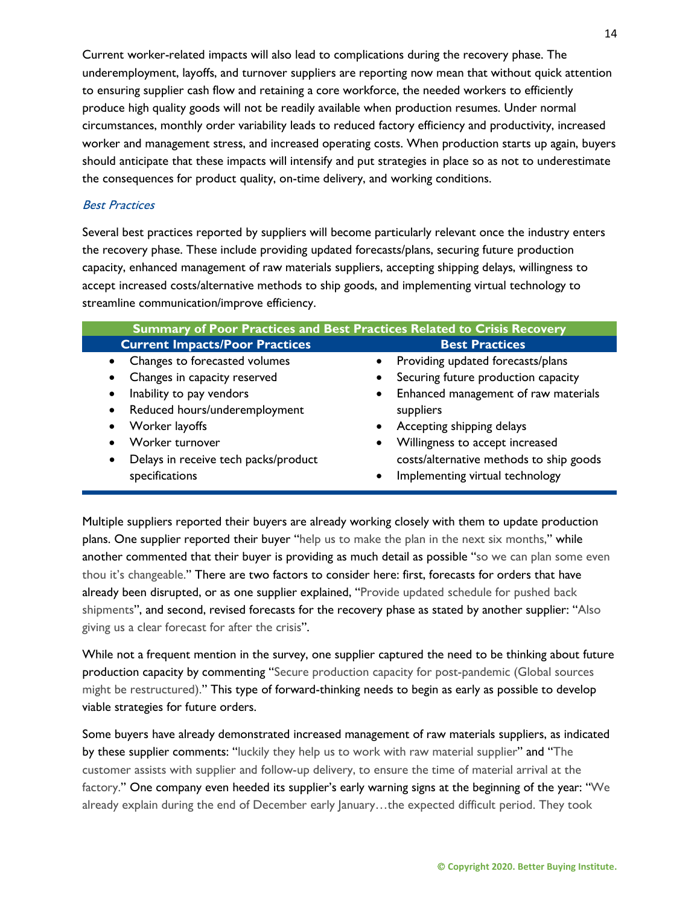Current worker-related impacts will also lead to complications during the recovery phase. The underemployment, layoffs, and turnover suppliers are reporting now mean that without quick attention to ensuring supplier cash flow and retaining a core workforce, the needed workers to efficiently produce high quality goods will not be readily available when production resumes. Under normal circumstances, monthly order variability leads to reduced factory efficiency and productivity, increased worker and management stress, and increased operating costs. When production starts up again, buyers should anticipate that these impacts will intensify and put strategies in place so as not to underestimate the consequences for product quality, on-time delivery, and working conditions.

*Best Practices*

Several best practices reported by suppliers will become particularly relevant once the industry enters the recovery phase. These include providing updated forecasts/plans, securing future production capacity, enhanced management of raw materials suppliers, accepting shipping delays, willingness to accept increased costs/alternative methods to ship goods, and implementing virtual technology to streamline communication/improve efficiency.

| Summary of Poor Practices and Best Practices Related to Crisis Recovery | |
|---|---|
| **Current Impacts/Poor Practices** | **Best Practices** |
| • Changes to forecasted volumes<br>• Changes in capacity reserved<br>• Inability to pay vendors<br>• Reduced hours/underemployment<br>• Worker layoffs<br>• Worker turnover<br>• Delays in receive tech packs/product specifications | • Providing updated forecasts/plans<br>• Securing future production capacity<br>• Enhanced management of raw materials suppliers<br>• Accepting shipping delays<br>• Willingness to accept increased costs/alternative methods to ship goods<br>• Implementing virtual technology |

Multiple suppliers reported their buyers are already working closely with them to update production plans. One supplier reported their buyer "help us to make the plan in the next six months," while another commented that their buyer is providing as much detail as possible "so we can plan some even thou it's changeable." There are two factors to consider here: first, forecasts for orders that have already been disrupted, or as one supplier explained, "Provide updated schedule for pushed back shipments", and second, revised forecasts for the recovery phase as stated by another supplier: "Also giving us a clear forecast for after the crisis".

While not a frequent mention in the survey, one supplier captured the need to be thinking about future production capacity by commenting "Secure production capacity for post-pandemic (Global sources might be restructured)." This type of forward-thinking needs to begin as early as possible to develop viable strategies for future orders.

Some buyers have already demonstrated increased management of raw materials suppliers, as indicated by these supplier comments: "luckily they help us to work with raw material supplier" and "The customer assists with supplier and follow-up delivery, to ensure the time of material arrival at the factory." One company even heeded its supplier's early warning signs at the beginning of the year: "We already explain during the end of December early January…the expected difficult period. They took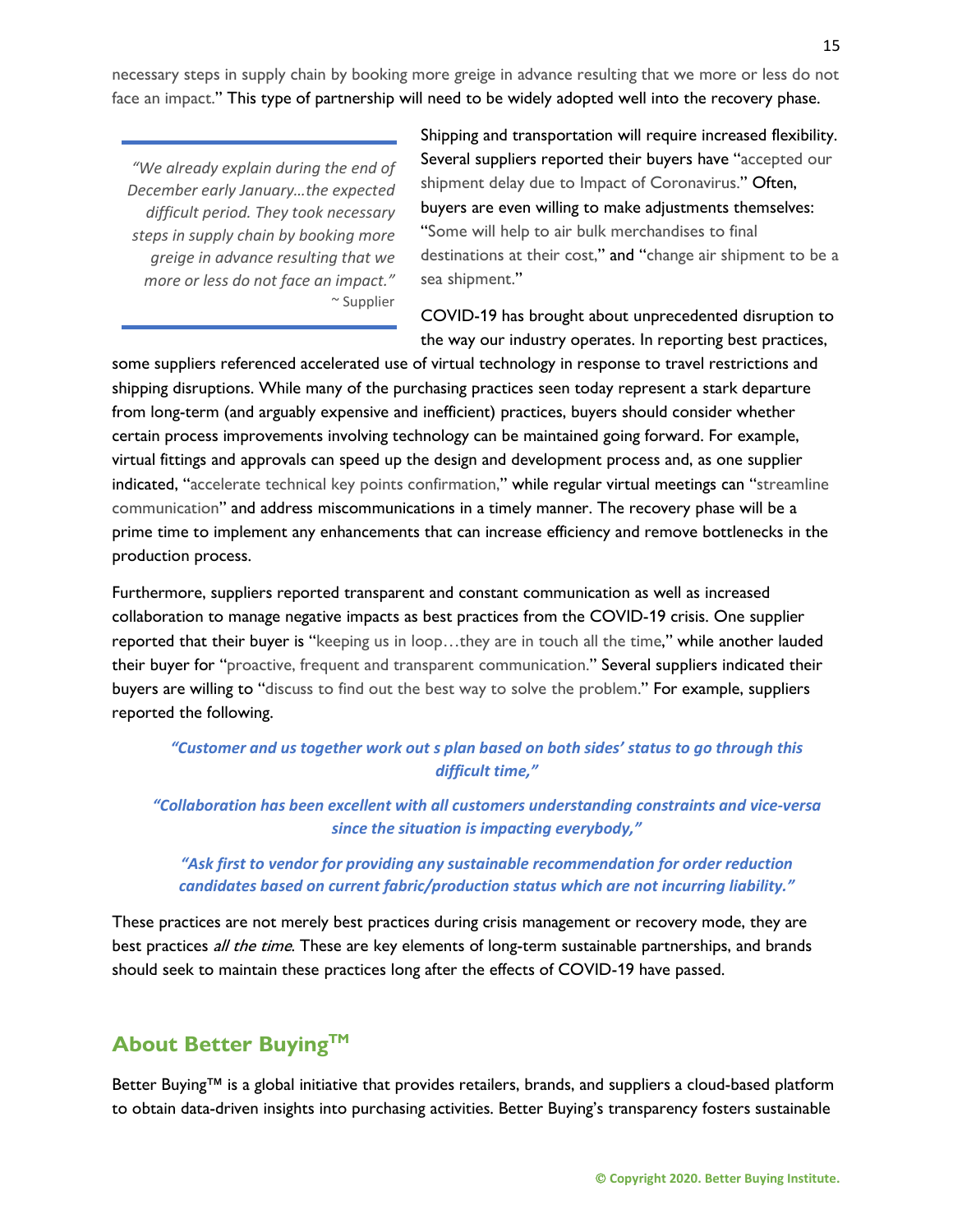necessary steps in supply chain by booking more greige in advance resulting that we more or less do not face an impact." This type of partnership will need to be widely adopted well into the recovery phase.

> *"We already explain during the end of December early January…the expected difficult period. They took necessary steps in supply chain by booking more greige in advance resulting that we more or less do not face an impact."*
> ~ Supplier

Shipping and transportation will require increased flexibility. Several suppliers reported their buyers have "accepted our shipment delay due to Impact of Coronavirus." Often, buyers are even willing to make adjustments themselves: "Some will help to air bulk merchandises to final destinations at their cost," and "change air shipment to be a sea shipment."

COVID-19 has brought about unprecedented disruption to the way our industry operates. In reporting best practices, some suppliers referenced accelerated use of virtual technology in response to travel restrictions and shipping disruptions. While many of the purchasing practices seen today represent a stark departure from long-term (and arguably expensive and inefficient) practices, buyers should consider whether certain process improvements involving technology can be maintained going forward. For example, virtual fittings and approvals can speed up the design and development process and, as one supplier indicated, "accelerate technical key points confirmation," while regular virtual meetings can "streamline communication" and address miscommunications in a timely manner. The recovery phase will be a prime time to implement any enhancements that can increase efficiency and remove bottlenecks in the production process.

Furthermore, suppliers reported transparent and constant communication as well as increased collaboration to manage negative impacts as best practices from the COVID-19 crisis. One supplier reported that their buyer is "keeping us in loop…they are in touch all the time," while another lauded their buyer for "proactive, frequent and transparent communication." Several suppliers indicated their buyers are willing to "discuss to find out the best way to solve the problem." For example, suppliers reported the following.

***"Customer and us together work out s plan based on both sides' status to go through this difficult time,"***

***"Collaboration has been excellent with all customers understanding constraints and vice-versa since the situation is impacting everybody,"***

***"Ask first to vendor for providing any sustainable recommendation for order reduction candidates based on current fabric/production status which are not incurring liability."***

These practices are not merely best practices during crisis management or recovery mode, they are best practices *all the time*. These are key elements of long-term sustainable partnerships, and brands should seek to maintain these practices long after the effects of COVID-19 have passed.

## About Better Buying™

Better Buying™ is a global initiative that provides retailers, brands, and suppliers a cloud-based platform to obtain data-driven insights into purchasing activities. Better Buying's transparency fosters sustainable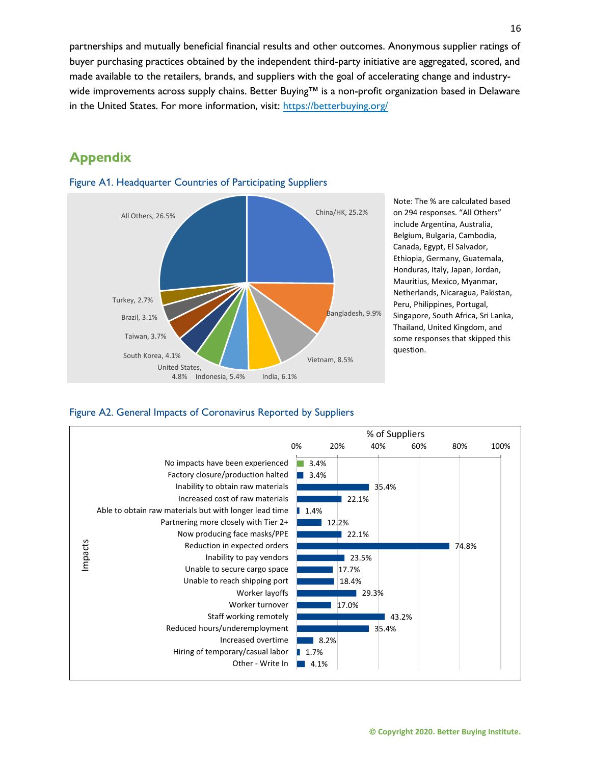partnerships and mutually beneficial financial results and other outcomes. Anonymous supplier ratings of buyer purchasing practices obtained by the independent third-party initiative are aggregated, scored, and made available to the retailers, brands, and suppliers with the goal of accelerating change and industry-wide improvements across supply chains. Better Buying™ is a non-profit organization based in Delaware in the United States. For more information, visit: https://betterbuying.org/

## Appendix

### Figure A1. Headquarter Countries of Participating Suppliers

| Country | % |
|---|---|
| China/HK | 25.2% |
| Bangladesh | 9.9% |
| Vietnam | 8.5% |
| India | 6.1% |
| Indonesia | 5.4% |
| United States | 4.8% |
| South Korea | 4.1% |
| Taiwan | 3.7% |
| Brazil | 3.1% |
| Turkey | 2.7% |
| All Others | 26.5% |

Note: The % are calculated based on 294 responses. "All Others" include Argentina, Australia, Belgium, Bulgaria, Cambodia, Canada, Egypt, El Salvador, Ethiopia, Germany, Guatemala, Honduras, Italy, Japan, Jordan, Mauritius, Mexico, Myanmar, Netherlands, Nicaragua, Pakistan, Peru, Philippines, Portugal, Singapore, South Africa, Sri Lanka, Thailand, United Kingdom, and some responses that skipped this question.

### Figure A2. General Impacts of Coronavirus Reported by Suppliers

| Impacts | % of Suppliers |
|---|---|
| No impacts have been experienced | 3.4% |
| Factory closure/production halted | 3.4% |
| Inability to obtain raw materials | 35.4% |
| Increased cost of raw materials | 22.1% |
| Able to obtain raw materials but with longer lead time | 1.4% |
| Partnering more closely with Tier 2+ | 12.2% |
| Now producing face masks/PPE | 22.1% |
| Reduction in expected orders | 74.8% |
| Inability to pay vendors | 23.5% |
| Unable to secure cargo space | 17.7% |
| Unable to reach shipping port | 18.4% |
| Worker layoffs | 29.3% |
| Worker turnover | 17.0% |
| Staff working remotely | 43.2% |
| Reduced hours/underemployment | 35.4% |
| Increased overtime | 8.2% |
| Hiring of temporary/casual labor | 1.7% |
| Other - Write In | 4.1% |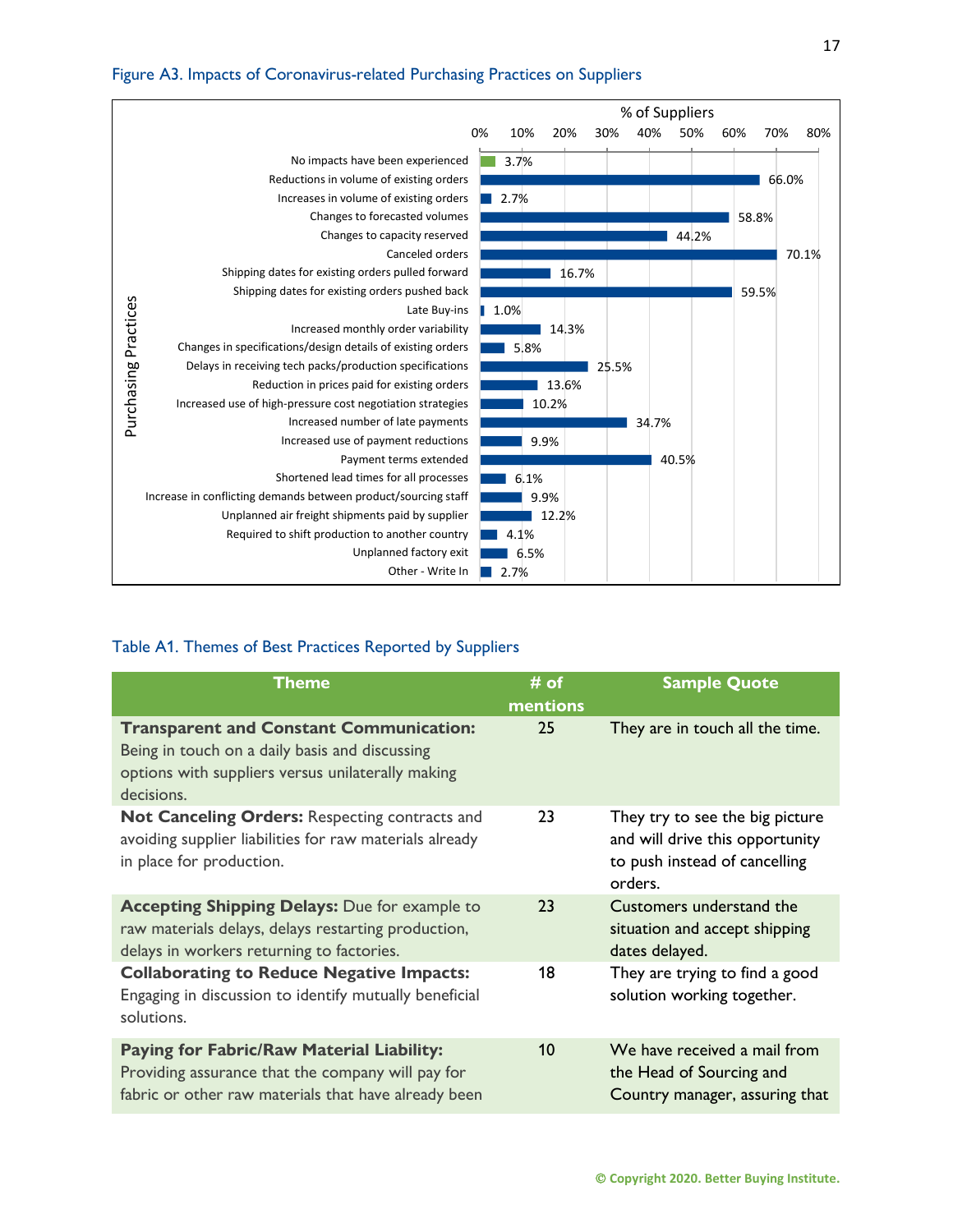Figure A3. Impacts of Coronavirus-related Purchasing Practices on Suppliers

| Purchasing Practices | % of Suppliers |
|---|---|
| No impacts have been experienced | 3.7% |
| Reductions in volume of existing orders | 66.0% |
| Increases in volume of existing orders | 2.7% |
| Changes to forecasted volumes | 58.8% |
| Changes to capacity reserved | 44.2% |
| Canceled orders | 70.1% |
| Shipping dates for existing orders pulled forward | 16.7% |
| Shipping dates for existing orders pushed back | 59.5% |
| Late Buy-ins | 1.0% |
| Increased monthly order variability | 14.3% |
| Changes in specifications/design details of existing orders | 5.8% |
| Delays in receiving tech packs/production specifications | 25.5% |
| Reduction in prices paid for existing orders | 13.6% |
| Increased use of high-pressure cost negotiation strategies | 10.2% |
| Increased number of late payments | 34.7% |
| Increased use of payment reductions | 9.9% |
| Payment terms extended | 40.5% |
| Shortened lead times for all processes | 6.1% |
| Increase in conflicting demands between product/sourcing staff | 9.9% |
| Unplanned air freight shipments paid by supplier | 12.2% |
| Required to shift production to another country | 4.1% |
| Unplanned factory exit | 6.5% |
| Other - Write In | 2.7% |

Table A1. Themes of Best Practices Reported by Suppliers

| Theme | # of mentions | Sample Quote |
|---|---|---|
| **Transparent and Constant Communication:** Being in touch on a daily basis and discussing options with suppliers versus unilaterally making decisions. | 25 | They are in touch all the time. |
| **Not Canceling Orders:** Respecting contracts and avoiding supplier liabilities for raw materials already in place for production. | 23 | They try to see the big picture and will drive this opportunity to push instead of cancelling orders. |
| **Accepting Shipping Delays:** Due for example to raw materials delays, delays restarting production, delays in workers returning to factories. | 23 | Customers understand the situation and accept shipping dates delayed. |
| **Collaborating to Reduce Negative Impacts:** Engaging in discussion to identify mutually beneficial solutions. | 18 | They are trying to find a good solution working together. |
| **Paying for Fabric/Raw Material Liability:** Providing assurance that the company will pay for fabric or other raw materials that have already been | 10 | We have received a mail from the Head of Sourcing and Country manager, assuring that |

© Copyright 2020. Better Buying Institute.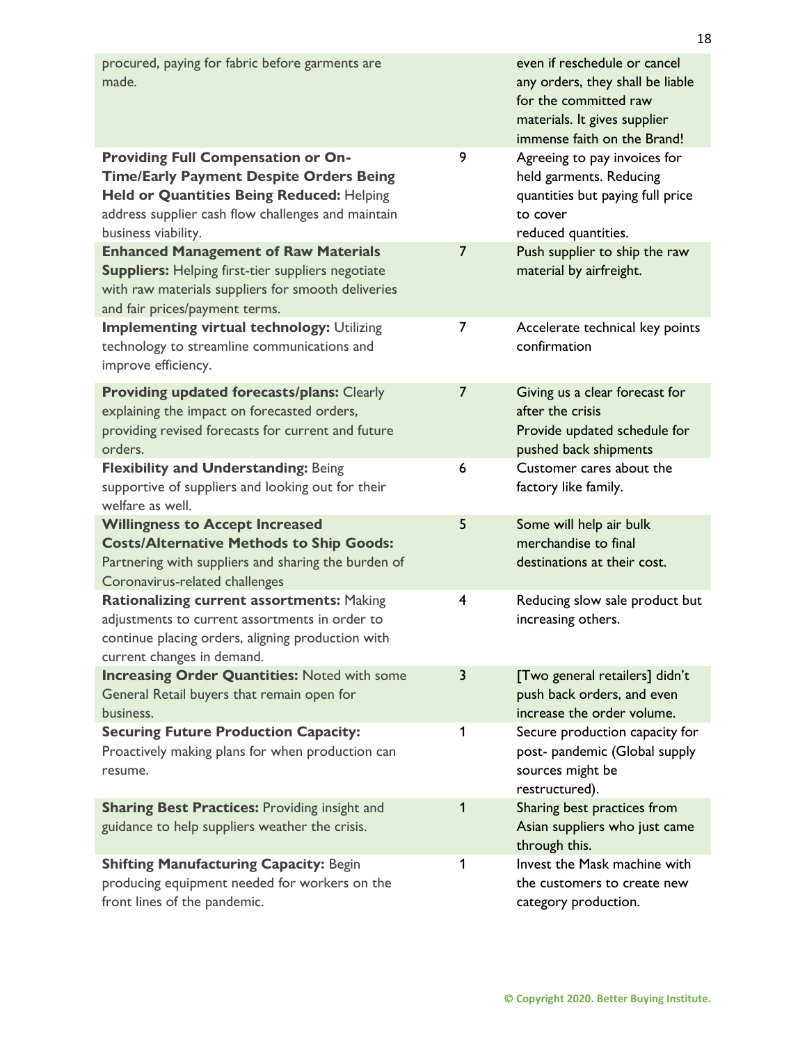| | | |
|---|---|---|
| procured, paying for fabric before garments are made. | | even if reschedule or cancel any orders, they shall be liable for the committed raw materials. It gives supplier immense faith on the Brand! |
| **Providing Full Compensation or On-Time/Early Payment Despite Orders Being Held or Quantities Being Reduced:** Helping address supplier cash flow challenges and maintain business viability. | 9 | Agreeing to pay invoices for held garments. Reducing quantities but paying full price to cover reduced quantities. |
| **Enhanced Management of Raw Materials Suppliers:** Helping first-tier suppliers negotiate with raw materials suppliers for smooth deliveries and fair prices/payment terms. | 7 | Push supplier to ship the raw material by airfreight. |
| **Implementing virtual technology:** Utilizing technology to streamline communications and improve efficiency. | 7 | Accelerate technical key points confirmation |
| **Providing updated forecasts/plans:** Clearly explaining the impact on forecasted orders, providing revised forecasts for current and future orders. | 7 | Giving us a clear forecast for after the crisis<br>Provide updated schedule for pushed back shipments |
| **Flexibility and Understanding:** Being supportive of suppliers and looking out for their welfare as well. | 6 | Customer cares about the factory like family. |
| **Willingness to Accept Increased Costs/Alternative Methods to Ship Goods:** Partnering with suppliers and sharing the burden of Coronavirus-related challenges | 5 | Some will help air bulk merchandise to final destinations at their cost. |
| **Rationalizing current assortments:** Making adjustments to current assortments in order to continue placing orders, aligning production with current changes in demand. | 4 | Reducing slow sale product but increasing others. |
| **Increasing Order Quantities:** Noted with some General Retail buyers that remain open for business. | 3 | [Two general retailers] didn't push back orders, and even increase the order volume. |
| **Securing Future Production Capacity:** Proactively making plans for when production can resume. | 1 | Secure production capacity for post- pandemic (Global supply sources might be restructured). |
| **Sharing Best Practices:** Providing insight and guidance to help suppliers weather the crisis. | 1 | Sharing best practices from Asian suppliers who just came through this. |
| **Shifting Manufacturing Capacity:** Begin producing equipment needed for workers on the front lines of the pandemic. | 1 | Invest the Mask machine with the customers to create new category production. |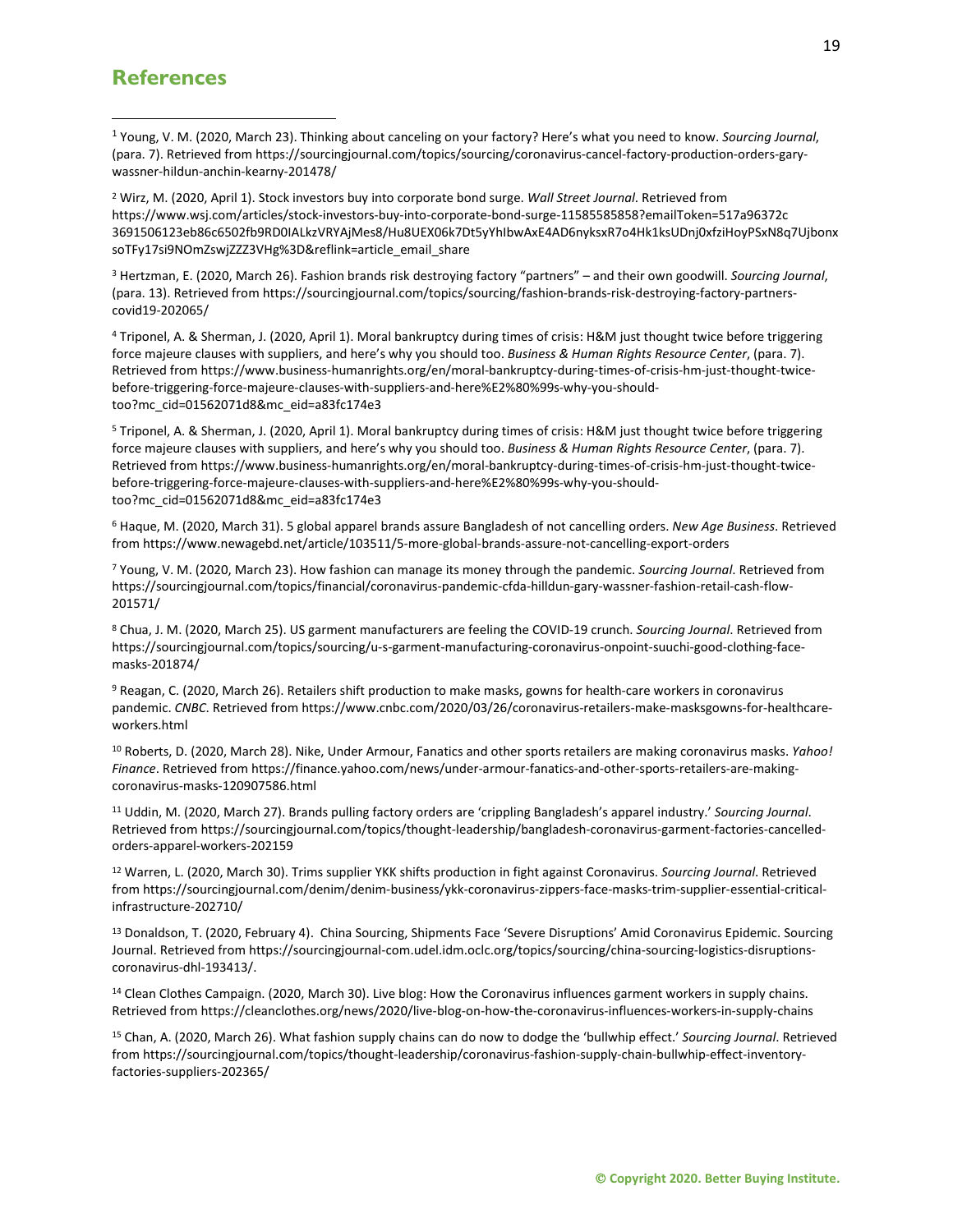## References

[1] Young, V. M. (2020, March 23). Thinking about canceling on your factory? Here's what you need to know. *Sourcing Journal*, (para. 7). Retrieved from https://sourcingjournal.com/topics/sourcing/coronavirus-cancel-factory-production-orders-gary-wassner-hildun-anchin-kearny-201478/

[2] Wirz, M. (2020, April 1). Stock investors buy into corporate bond surge. *Wall Street Journal*. Retrieved from https://www.wsj.com/articles/stock-investors-buy-into-corporate-bond-surge-11585585858?emailToken=517a96372c3691506123eb86c6502fb9RD0IALkzVRYAjMes8/Hu8UEX06k7Dt5yYhIbwAxE4AD6nyksxR7o4Hk1ksUDnj0xfziHoyPSxN8q7UjbonxsoTFy17si9NOmZswjZZZ3VHg%3D&reflink=article_email_share

[3] Hertzman, E. (2020, March 26). Fashion brands risk destroying factory "partners" – and their own goodwill. *Sourcing Journal*, (para. 13). Retrieved from https://sourcingjournal.com/topics/sourcing/fashion-brands-risk-destroying-factory-partners-covid19-202065/

[4] Triponel, A. & Sherman, J. (2020, April 1). Moral bankruptcy during times of crisis: H&M just thought twice before triggering force majeure clauses with suppliers, and here's why you should too. *Business & Human Rights Resource Center*, (para. 7). Retrieved from https://www.business-humanrights.org/en/moral-bankruptcy-during-times-of-crisis-hm-just-thought-twice-before-triggering-force-majeure-clauses-with-suppliers-and-here%E2%80%99s-why-you-should-too?mc_cid=01562071d8&mc_eid=a83fc174e3

[5] Triponel, A. & Sherman, J. (2020, April 1). Moral bankruptcy during times of crisis: H&M just thought twice before triggering force majeure clauses with suppliers, and here's why you should too. *Business & Human Rights Resource Center*, (para. 7). Retrieved from https://www.business-humanrights.org/en/moral-bankruptcy-during-times-of-crisis-hm-just-thought-twice-before-triggering-force-majeure-clauses-with-suppliers-and-here%E2%80%99s-why-you-should-too?mc_cid=01562071d8&mc_eid=a83fc174e3

[6] Haque, M. (2020, March 31). 5 global apparel brands assure Bangladesh of not cancelling orders. *New Age Business*. Retrieved from https://www.newagebd.net/article/103511/5-more-global-brands-assure-not-cancelling-export-orders

[7] Young, V. M. (2020, March 23). How fashion can manage its money through the pandemic. *Sourcing Journal*. Retrieved from https://sourcingjournal.com/topics/financial/coronavirus-pandemic-cfda-hilldun-gary-wassner-fashion-retail-cash-flow-201571/

[8] Chua, J. M. (2020, March 25). US garment manufacturers are feeling the COVID-19 crunch. *Sourcing Journal*. Retrieved from https://sourcingjournal.com/topics/sourcing/u-s-garment-manufacturing-coronavirus-onpoint-suuchi-good-clothing-face-masks-201874/

[9] Reagan, C. (2020, March 26). Retailers shift production to make masks, gowns for health-care workers in coronavirus pandemic. *CNBC*. Retrieved from https://www.cnbc.com/2020/03/26/coronavirus-retailers-make-masksgowns-for-healthcare-workers.html

[10] Roberts, D. (2020, March 28). Nike, Under Armour, Fanatics and other sports retailers are making coronavirus masks. *Yahoo! Finance*. Retrieved from https://finance.yahoo.com/news/under-armour-fanatics-and-other-sports-retailers-are-making-coronavirus-masks-120907586.html

[11] Uddin, M. (2020, March 27). Brands pulling factory orders are 'crippling Bangladesh's apparel industry.' *Sourcing Journal*. Retrieved from https://sourcingjournal.com/topics/thought-leadership/bangladesh-coronavirus-garment-factories-cancelled-orders-apparel-workers-202159

[12] Warren, L. (2020, March 30). Trims supplier YKK shifts production in fight against Coronavirus. *Sourcing Journal*. Retrieved from https://sourcingjournal.com/denim/denim-business/ykk-coronavirus-zippers-face-masks-trim-supplier-essential-critical-infrastructure-202710/

[13] Donaldson, T. (2020, February 4). China Sourcing, Shipments Face 'Severe Disruptions' Amid Coronavirus Epidemic. Sourcing Journal. Retrieved from https://sourcingjournal-com.udel.idm.oclc.org/topics/sourcing/china-sourcing-logistics-disruptions-coronavirus-dhl-193413/.

[14] Clean Clothes Campaign. (2020, March 30). Live blog: How the Coronavirus influences garment workers in supply chains. Retrieved from https://cleanclothes.org/news/2020/live-blog-on-how-the-coronavirus-influences-workers-in-supply-chains

[15] Chan, A. (2020, March 26). What fashion supply chains can do now to dodge the 'bullwhip effect.' *Sourcing Journal*. Retrieved from https://sourcingjournal.com/topics/thought-leadership/coronavirus-fashion-supply-chain-bullwhip-effect-inventory-factories-suppliers-202365/

**© Copyright 2020. Better Buying Institute.**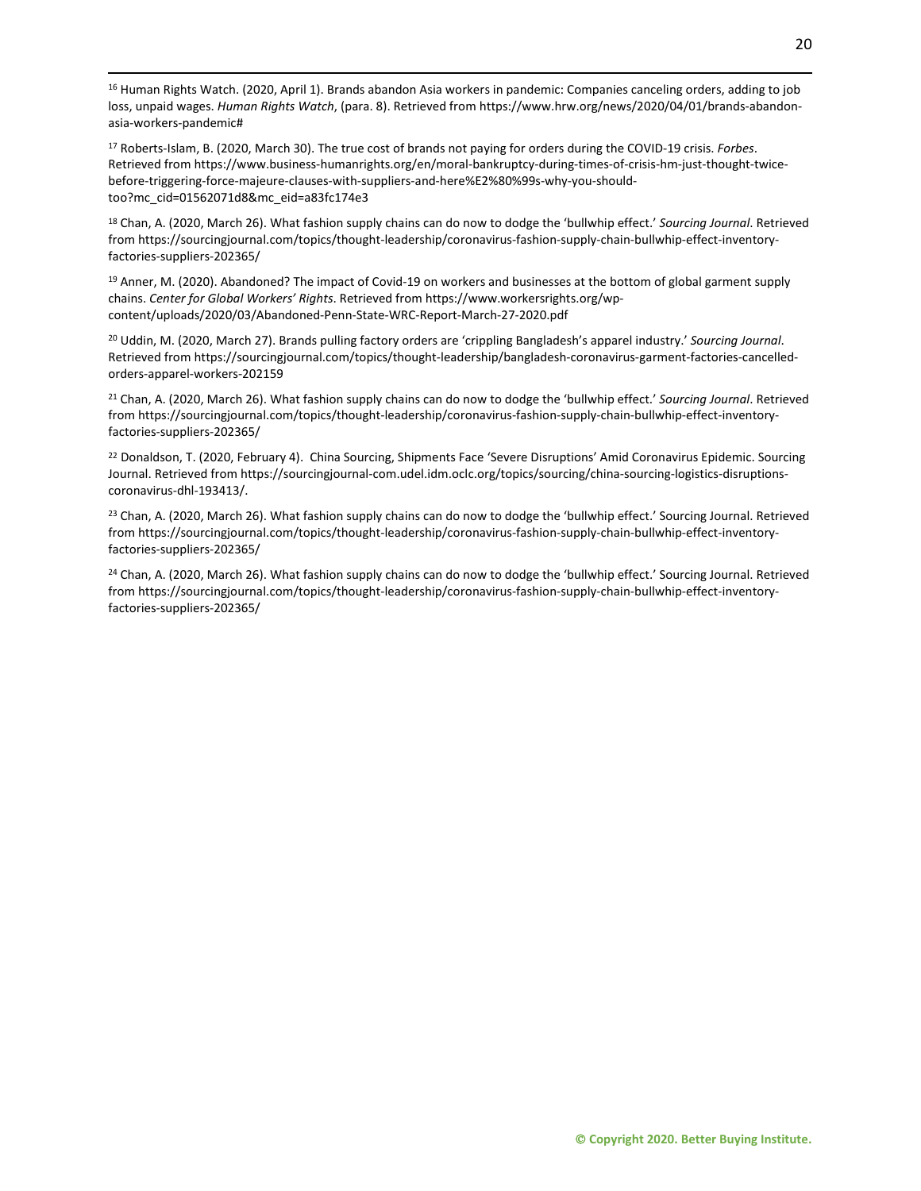[16] Human Rights Watch. (2020, April 1). Brands abandon Asia workers in pandemic: Companies canceling orders, adding to job loss, unpaid wages. *Human Rights Watch*, (para. 8). Retrieved from https://www.hrw.org/news/2020/04/01/brands-abandon-asia-workers-pandemic#

[17] Roberts-Islam, B. (2020, March 30). The true cost of brands not paying for orders during the COVID-19 crisis. *Forbes*. Retrieved from https://www.business-humanrights.org/en/moral-bankruptcy-during-times-of-crisis-hm-just-thought-twice-before-triggering-force-majeure-clauses-with-suppliers-and-here%E2%80%99s-why-you-should-too?mc_cid=01562071d8&mc_eid=a83fc174e3

[18] Chan, A. (2020, March 26). What fashion supply chains can do now to dodge the 'bullwhip effect.' *Sourcing Journal*. Retrieved from https://sourcingjournal.com/topics/thought-leadership/coronavirus-fashion-supply-chain-bullwhip-effect-inventory-factories-suppliers-202365/

[19] Anner, M. (2020). Abandoned? The impact of Covid-19 on workers and businesses at the bottom of global garment supply chains. *Center for Global Workers' Rights*. Retrieved from https://www.workersrights.org/wp-content/uploads/2020/03/Abandoned-Penn-State-WRC-Report-March-27-2020.pdf

[20] Uddin, M. (2020, March 27). Brands pulling factory orders are 'crippling Bangladesh's apparel industry.' *Sourcing Journal*. Retrieved from https://sourcingjournal.com/topics/thought-leadership/bangladesh-coronavirus-garment-factories-cancelled-orders-apparel-workers-202159

[21] Chan, A. (2020, March 26). What fashion supply chains can do now to dodge the 'bullwhip effect.' *Sourcing Journal*. Retrieved from https://sourcingjournal.com/topics/thought-leadership/coronavirus-fashion-supply-chain-bullwhip-effect-inventory-factories-suppliers-202365/

[22] Donaldson, T. (2020, February 4). China Sourcing, Shipments Face 'Severe Disruptions' Amid Coronavirus Epidemic. Sourcing Journal. Retrieved from https://sourcingjournal-com.udel.idm.oclc.org/topics/sourcing/china-sourcing-logistics-disruptions-coronavirus-dhl-193413/.

[23] Chan, A. (2020, March 26). What fashion supply chains can do now to dodge the 'bullwhip effect.' Sourcing Journal. Retrieved from https://sourcingjournal.com/topics/thought-leadership/coronavirus-fashion-supply-chain-bullwhip-effect-inventory-factories-suppliers-202365/

[24] Chan, A. (2020, March 26). What fashion supply chains can do now to dodge the 'bullwhip effect.' Sourcing Journal. Retrieved from https://sourcingjournal.com/topics/thought-leadership/coronavirus-fashion-supply-chain-bullwhip-effect-inventory-factories-suppliers-202365/